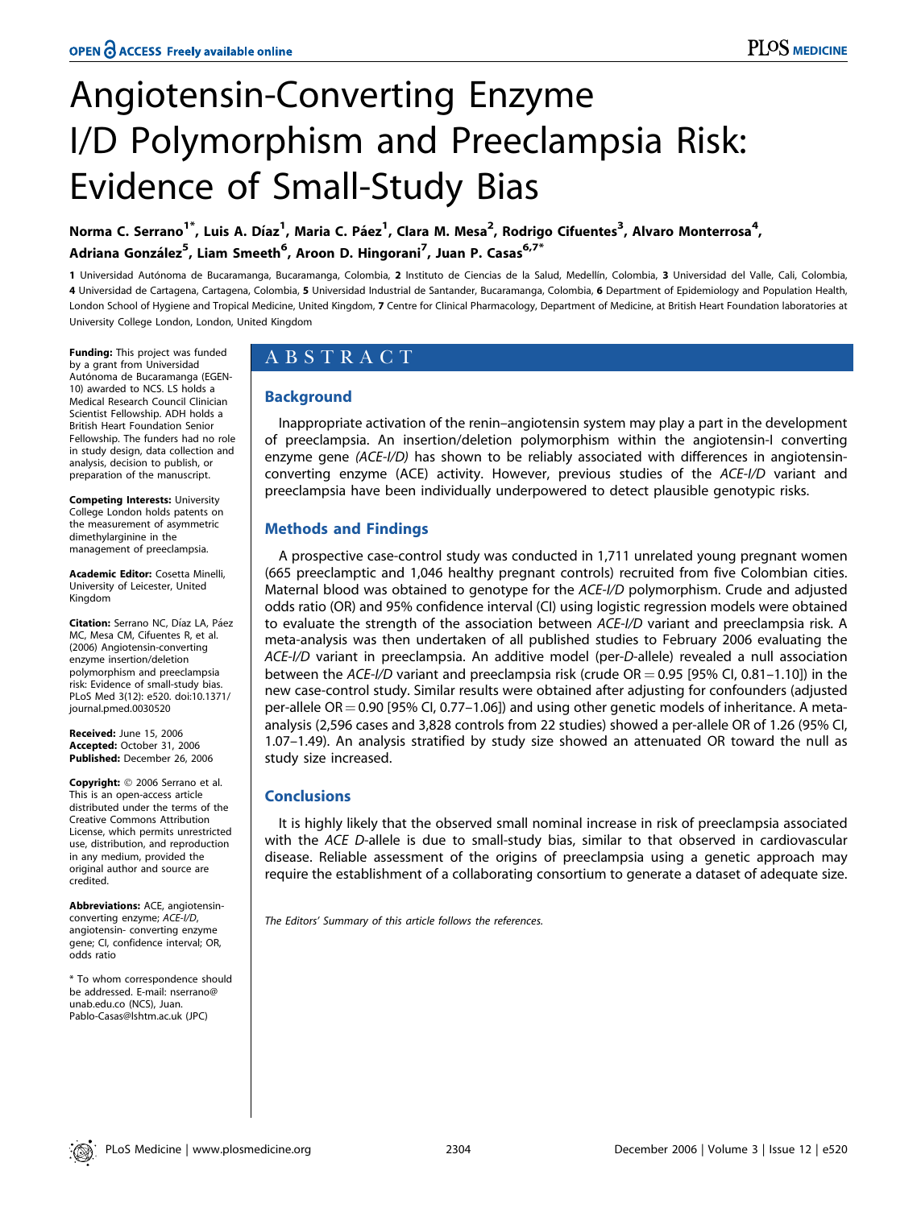# Angiotensin-Converting Enzyme I/D Polymorphism and Preeclampsia Risk: Evidence of Small-Study Bias

**Norma C. Serrano[1*], Luis A. Díaz[1], Maria C. Páez[1], Clara M. Mesa[2], Rodrigo Cifuentes[3], Alvaro Monterrosa[4], Adriana González[5], Liam Smeeth[6], Aroon D. Hingorani[7], Juan P. Casas[6,7*]**

1 Universidad Autónoma de Bucaramanga, Bucaramanga, Colombia, 2 Instituto de Ciencias de la Salud, Medellín, Colombia, 3 Universidad del Valle, Cali, Colombia, 4 Universidad de Cartagena, Cartagena, Colombia, 5 Universidad Industrial de Santander, Bucaramanga, Colombia, 6 Department of Epidemiology and Population Health, London School of Hygiene and Tropical Medicine, United Kingdom, 7 Centre for Clinical Pharmacology, Department of Medicine, at British Heart Foundation laboratories at University College London, London, United Kingdom

**Funding:** This project was funded by a grant from Universidad Autónoma de Bucaramanga (EGEN-10) awarded to NCS. LS holds a Medical Research Council Clinician Scientist Fellowship. ADH holds a British Heart Foundation Senior Fellowship. The funders had no role in study design, data collection and analysis, decision to publish, or preparation of the manuscript.

**Competing Interests:** University College London holds patents on the measurement of asymmetric dimethylarginine in the management of preeclampsia.

**Academic Editor:** Cosetta Minelli, University of Leicester, United Kingdom

**Citation:** Serrano NC, Díaz LA, Páez MC, Mesa CM, Cifuentes R, et al. (2006) Angiotensin-converting enzyme insertion/deletion polymorphism and preeclampsia risk: Evidence of small-study bias. PLoS Med 3(12): e520. doi:10.1371/journal.pmed.0030520

**Received:** June 15, 2006
**Accepted:** October 31, 2006
**Published:** December 26, 2006

**Copyright:** © 2006 Serrano et al. This is an open-access article distributed under the terms of the Creative Commons Attribution License, which permits unrestricted use, distribution, and reproduction in any medium, provided the original author and source are credited.

**Abbreviations:** ACE, angiotensin-converting enzyme; *ACE-I/D*, angiotensin- converting enzyme gene; CI, confidence interval; OR, odds ratio

\* To whom correspondence should be addressed. E-mail: nserrano@unab.edu.co (NCS), Juan.Pablo-Casas@lshtm.ac.uk (JPC)

## ABSTRACT

### Background

Inappropriate activation of the renin–angiotensin system may play a part in the development of preeclampsia. An insertion/deletion polymorphism within the angiotensin-I converting enzyme gene *(ACE-I/D)* has shown to be reliably associated with differences in angiotensin-converting enzyme (ACE) activity. However, previous studies of the *ACE-I/D* variant and preeclampsia have been individually underpowered to detect plausible genotypic risks.

### Methods and Findings

A prospective case-control study was conducted in 1,711 unrelated young pregnant women (665 preeclamptic and 1,046 healthy pregnant controls) recruited from five Colombian cities. Maternal blood was obtained to genotype for the *ACE-I/D* polymorphism. Crude and adjusted odds ratio (OR) and 95% confidence interval (CI) using logistic regression models were obtained to evaluate the strength of the association between *ACE-I/D* variant and preeclampsia risk. A meta-analysis was then undertaken of all published studies to February 2006 evaluating the *ACE-I/D* variant in preeclampsia. An additive model (per-*D*-allele) revealed a null association between the *ACE-I/D* variant and preeclampsia risk (crude OR = 0.95 [95% CI, 0.81–1.10]) in the new case-control study. Similar results were obtained after adjusting for confounders (adjusted per-allele OR = 0.90 [95% CI, 0.77–1.06]) and using other genetic models of inheritance. A meta-analysis (2,596 cases and 3,828 controls from 22 studies) showed a per-allele OR of 1.26 (95% CI, 1.07–1.49). An analysis stratified by study size showed an attenuated OR toward the null as study size increased.

### Conclusions

It is highly likely that the observed small nominal increase in risk of preeclampsia associated with the *ACE D*-allele is due to small-study bias, similar to that observed in cardiovascular disease. Reliable assessment of the origins of preeclampsia using a genetic approach may require the establishment of a collaborating consortium to generate a dataset of adequate size.

*The Editors' Summary of this article follows the references.*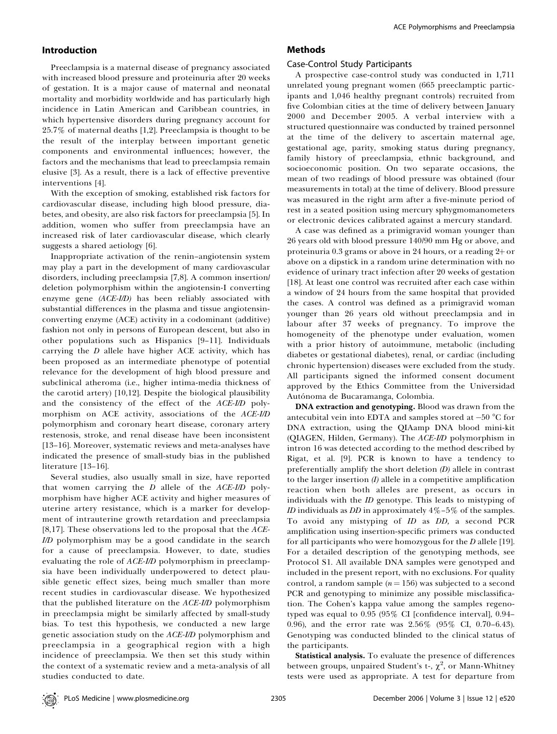## Introduction

Preeclampsia is a maternal disease of pregnancy associated with increased blood pressure and proteinuria after 20 weeks of gestation. It is a major cause of maternal and neonatal mortality and morbidity worldwide and has particularly high incidence in Latin American and Caribbean countries, in which hypertensive disorders during pregnancy account for 25.7% of maternal deaths [1,2]. Preeclampsia is thought to be the result of the interplay between important genetic components and environmental influences; however, the factors and the mechanisms that lead to preeclampsia remain elusive [3]. As a result, there is a lack of effective preventive interventions [4].

With the exception of smoking, established risk factors for cardiovascular disease, including high blood pressure, diabetes, and obesity, are also risk factors for preeclampsia [5]. In addition, women who suffer from preeclampsia have an increased risk of later cardiovascular disease, which clearly suggests a shared aetiology [6].

Inappropriate activation of the renin–angiotensin system may play a part in the development of many cardiovascular disorders, including preeclampsia [7,8]. A common insertion/deletion polymorphism within the angiotensin-I converting enzyme gene *(ACE-I/D)* has been reliably associated with substantial differences in the plasma and tissue angiotensin-converting enzyme (ACE) activity in a codominant (additive) fashion not only in persons of European descent, but also in other populations such as Hispanics [9–11]. Individuals carrying the *D* allele have higher ACE activity, which has been proposed as an intermediate phenotype of potential relevance for the development of high blood pressure and subclinical atheroma (i.e., higher intima-media thickness of the carotid artery) [10,12]. Despite the biological plausibility and the consistency of the effect of the *ACE-I/D* polymorphism on ACE activity, associations of the *ACE-I/D* polymorphism and coronary heart disease, coronary artery restenosis, stroke, and renal disease have been inconsistent [13–16]. Moreover, systematic reviews and meta-analyses have indicated the presence of small-study bias in the published literature [13–16].

Several studies, also usually small in size, have reported that women carrying the *D* allele of the *ACE-I/D* polymorphism have higher ACE activity and higher measures of uterine artery resistance, which is a marker for development of intrauterine growth retardation and preeclampsia [8,17]. These observations led to the proposal that the *ACE-I/D* polymorphism may be a good candidate in the search for a cause of preeclampsia. However, to date, studies evaluating the role of *ACE-I/D* polymorphism in preeclampsia have been individually underpowered to detect plausible genetic effect sizes, being much smaller than more recent studies in cardiovascular disease. We hypothesized that the published literature on the *ACE-I/D* polymorphism in preeclampsia might be similarly affected by small-study bias. To test this hypothesis, we conducted a new large genetic association study on the *ACE-I/D* polymorphism and preeclampsia in a geographical region with a high incidence of preeclampsia. We then set this study within the context of a systematic review and a meta-analysis of all studies conducted to date.

## Methods

### Case-Control Study Participants

A prospective case-control study was conducted in 1,711 unrelated young pregnant women (665 preeclamptic participants and 1,046 healthy pregnant controls) recruited from five Colombian cities at the time of delivery between January 2000 and December 2005. A verbal interview with a structured questionnaire was conducted by trained personnel at the time of the delivery to ascertain maternal age, gestational age, parity, smoking status during pregnancy, family history of preeclampsia, ethnic background, and socioeconomic position. On two separate occasions, the mean of two readings of blood pressure was obtained (four measurements in total) at the time of delivery. Blood pressure was measured in the right arm after a five-minute period of rest in a seated position using mercury sphygmomanometers or electronic devices calibrated against a mercury standard.

A case was defined as a primigravid woman younger than 26 years old with blood pressure 140/90 mm Hg or above, and proteinuria 0.3 grams or above in 24 hours, or a reading 2+ or above on a dipstick in a random urine determination with no evidence of urinary tract infection after 20 weeks of gestation [18]. At least one control was recruited after each case within a window of 24 hours from the same hospital that provided the cases. A control was defined as a primigravid woman younger than 26 years old without preeclampsia and in labour after 37 weeks of pregnancy. To improve the homogeneity of the phenotype under evaluation, women with a prior history of autoimmune, metabolic (including diabetes or gestational diabetes), renal, or cardiac (including chronic hypertension) diseases were excluded from the study. All participants signed the informed consent document approved by the Ethics Committee from the Universidad Autónoma de Bucaramanga, Colombia.

**DNA extraction and genotyping.** Blood was drawn from the antecubital vein into EDTA and samples stored at −50 °C for DNA extraction, using the QIAamp DNA blood mini-kit (QIAGEN, Hilden, Germany). The *ACE-I/D* polymorphism in intron 16 was detected according to the method described by Rigat, et al. [9]. PCR is known to have a tendency to preferentially amplify the short deletion *(D)* allele in contrast to the larger insertion *(I)* allele in a competitive amplification reaction when both alleles are present, as occurs in individuals with the *ID* genotype. This leads to mistyping of *ID* individuals as *DD* in approximately 4%–5% of the samples. To avoid any mistyping of *ID* as *DD*, a second PCR amplification using insertion-specific primers was conducted for all participants who were homozygous for the *D* allele [19]. For a detailed description of the genotyping methods, see Protocol S1. All available DNA samples were genotyped and included in the present report, with no exclusions. For quality control, a random sample ($n = 156$) was subjected to a second PCR and genotyping to minimize any possible misclassification. The Cohen's kappa value among the samples regenotyped was equal to 0.95 (95% CI [confidence interval], 0.94–0.96), and the error rate was 2.56% (95% CI, 0.70–6.43). Genotyping was conducted blinded to the clinical status of the participants.

**Statistical analysis.** To evaluate the presence of differences between groups, unpaired Student's t-, $\chi^2$, or Mann-Whitney tests were used as appropriate. A test for departure from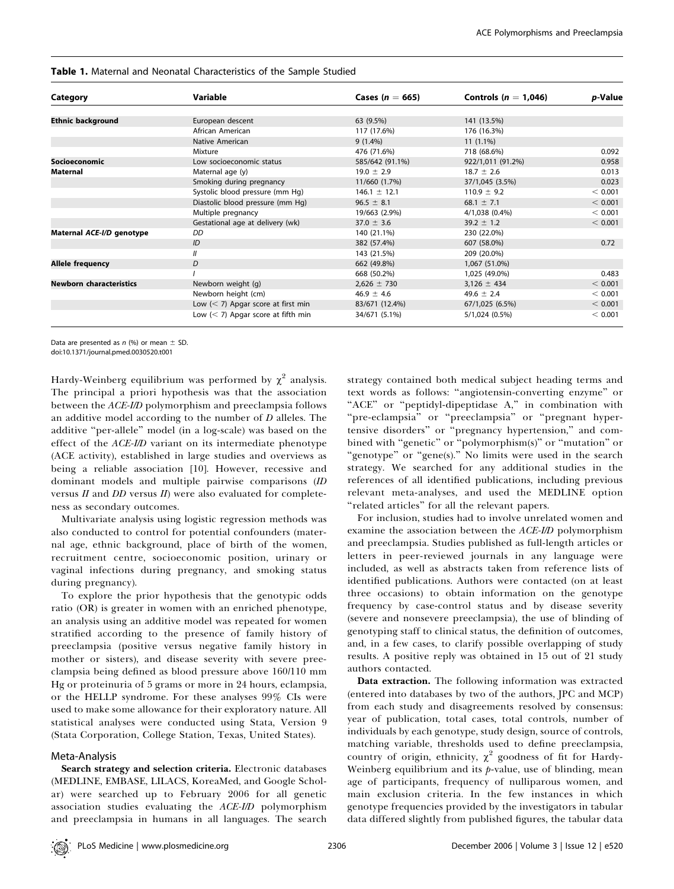**Table 1.** Maternal and Neonatal Characteristics of the Sample Studied

| Category | Variable | Cases ($n = 665$) | Controls ($n = 1,046$) | *p*-Value |
|---|---|---|---|---|
| **Ethnic background** | European descent | 63 (9.5%) | 141 (13.5%) | |
| | African American | 117 (17.6%) | 176 (16.3%) | |
| | Native American | 9 (1.4%) | 11 (1.1%) | |
| | Mixture | 476 (71.6%) | 718 (68.6%) | 0.092 |
| **Socioeconomic** | Low socioeconomic status | 585/642 (91.1%) | 922/1,011 (91.2%) | 0.958 |
| **Maternal** | Maternal age (y) | 19.0 ± 2.9 | 18.7 ± 2.6 | 0.013 |
| | Smoking during pregnancy | 11/660 (1.7%) | 37/1,045 (3.5%) | 0.023 |
| | Systolic blood pressure (mm Hg) | 146.1 ± 12.1 | 110.9 ± 9.2 | < 0.001 |
| | Diastolic blood pressure (mm Hg) | 96.5 ± 8.1 | 68.1 ± 7.1 | < 0.001 |
| | Multiple pregnancy | 19/663 (2.9%) | 4/1,038 (0.4%) | < 0.001 |
| | Gestational age at delivery (wk) | 37.0 ± 3.6 | 39.2 ± 1.2 | < 0.001 |
| **Maternal *ACE-I/D* genotype** | *DD* | 140 (21.1%) | 230 (22.0%) | |
| | *ID* | 382 (57.4%) | 607 (58.0%) | 0.72 |
| | *II* | 143 (21.5%) | 209 (20.0%) | |
| **Allele frequency** | *D* | 662 (49.8%) | 1,067 (51.0%) | |
| | *I* | 668 (50.2%) | 1,025 (49.0%) | 0.483 |
| **Newborn characteristics** | Newborn weight (g) | 2,626 ± 730 | 3,126 ± 434 | < 0.001 |
| | Newborn height (cm) | 46.9 ± 4.6 | 49.6 ± 2.4 | < 0.001 |
| | Low (< 7) Apgar score at first min | 83/671 (12.4%) | 67/1,025 (6.5%) | < 0.001 |
| | Low (< 7) Apgar score at fifth min | 34/671 (5.1%) | 5/1,024 (0.5%) | < 0.001 |

Data are presented as *n* (%) or mean ± SD.
doi:10.1371/journal.pmed.0030520.t001

Hardy-Weinberg equilibrium was performed by $\chi^2$ analysis. The principal a priori hypothesis was that the association between the *ACE-I/D* polymorphism and preeclampsia follows an additive model according to the number of *D* alleles. The additive "per-allele" model (in a log-scale) was based on the effect of the *ACE-I/D* variant on its intermediate phenotype (ACE activity), established in large studies and overviews as being a reliable association [10]. However, recessive and dominant models and multiple pairwise comparisons (*ID* versus *II* and *DD* versus *II*) were also evaluated for completeness as secondary outcomes.

Multivariate analysis using logistic regression methods was also conducted to control for potential confounders (maternal age, ethnic background, place of birth of the women, recruitment centre, socioeconomic position, urinary or vaginal infections during pregnancy, and smoking status during pregnancy).

To explore the prior hypothesis that the genotypic odds ratio (OR) is greater in women with an enriched phenotype, an analysis using an additive model was repeated for women stratified according to the presence of family history of preeclampsia (positive versus negative family history in mother or sisters), and disease severity with severe preeclampsia being defined as blood pressure above 160/110 mm Hg or proteinuria of 5 grams or more in 24 hours, eclampsia, or the HELLP syndrome. For these analyses 99% CIs were used to make some allowance for their exploratory nature. All statistical analyses were conducted using Stata, Version 9 (Stata Corporation, College Station, Texas, United States).

## Meta-Analysis

**Search strategy and selection criteria.** Electronic databases (MEDLINE, EMBASE, LILACS, KoreaMed, and Google Scholar) were searched up to February 2006 for all genetic association studies evaluating the *ACE-I/D* polymorphism and preeclampsia in humans in all languages. The search strategy contained both medical subject heading terms and text words as follows: "angiotensin-converting enzyme" or "ACE" or "peptidyl-dipeptidase A," in combination with "pre-eclampsia" or "preeclampsia" or "pregnant hypertensive disorders" or "pregnancy hypertension," and combined with "genetic" or "polymorphism(s)" or "mutation" or "genotype" or "gene(s)." No limits were used in the search strategy. We searched for any additional studies in the references of all identified publications, including previous relevant meta-analyses, and used the MEDLINE option "related articles" for all the relevant papers.

For inclusion, studies had to involve unrelated women and examine the association between the *ACE-I/D* polymorphism and preeclampsia. Studies published as full-length articles or letters in peer-reviewed journals in any language were included, as well as abstracts taken from reference lists of identified publications. Authors were contacted (on at least three occasions) to obtain information on the genotype frequency by case-control status and by disease severity (severe and nonsevere preeclampsia), the use of blinding of genotyping staff to clinical status, the definition of outcomes, and, in a few cases, to clarify possible overlapping of study results. A positive reply was obtained in 15 out of 21 study authors contacted.

**Data extraction.** The following information was extracted (entered into databases by two of the authors, JPC and MCP) from each study and disagreements resolved by consensus: year of publication, total cases, total controls, number of individuals by each genotype, study design, source of controls, matching variable, thresholds used to define preeclampsia, country of origin, ethnicity, $\chi^2$ goodness of fit for Hardy-Weinberg equilibrium and its *p*-value, use of blinding, mean age of participants, frequency of nulliparous women, and main exclusion criteria. In the few instances in which genotype frequencies provided by the investigators in tabular data differed slightly from published figures, the tabular data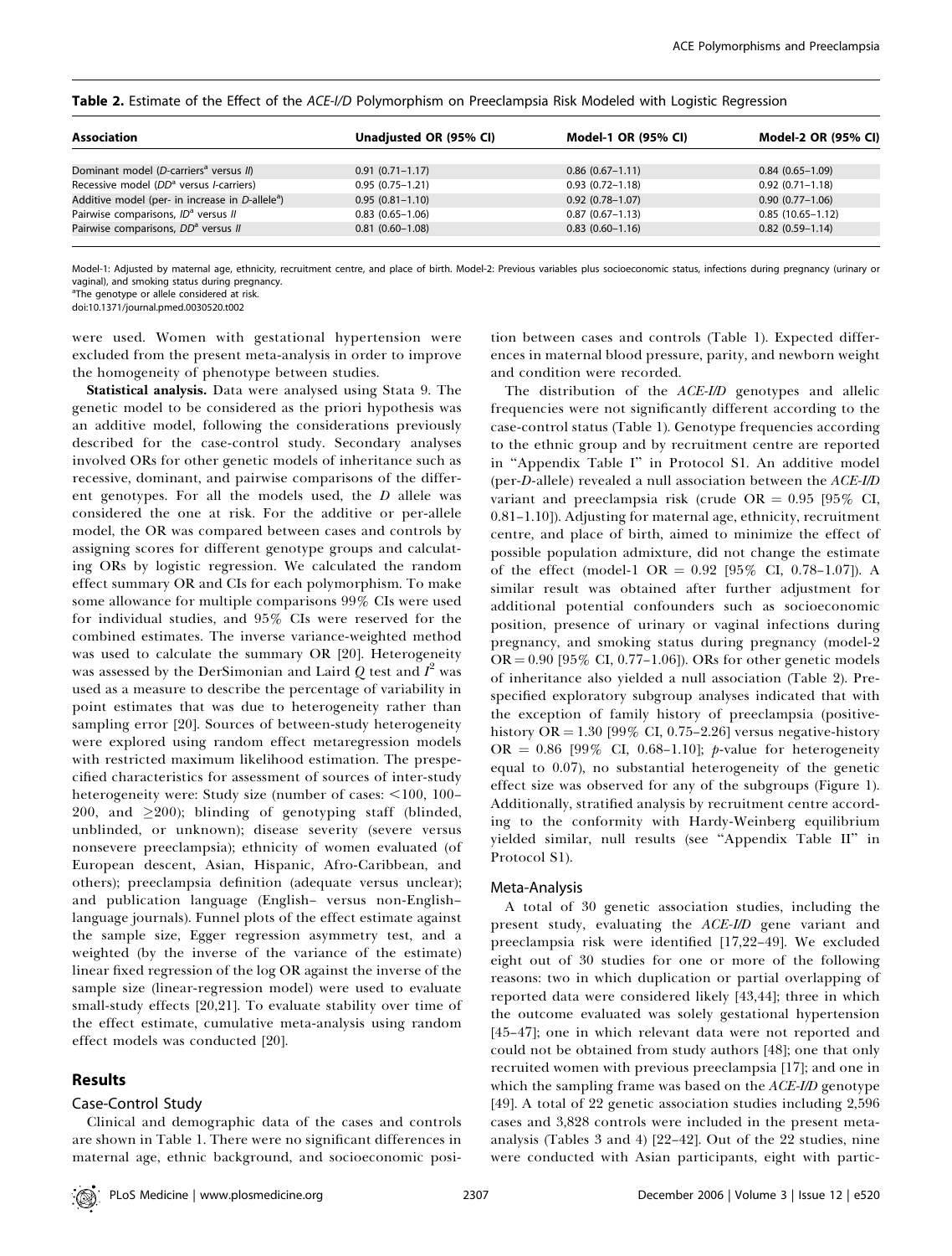**Table 2.** Estimate of the Effect of the *ACE-I/D* Polymorphism on Preeclampsia Risk Modeled with Logistic Regression

| Association | Unadjusted OR (95% CI) | Model-1 OR (95% CI) | Model-2 OR (95% CI) |
|---|---|---|---|
| Dominant model (*D*-carriers[a] versus *II*) | 0.91 (0.71–1.17) | 0.86 (0.67–1.11) | 0.84 (0.65–1.09) |
| Recessive model (*DD*[a] versus *I*-carriers) | 0.95 (0.75–1.21) | 0.93 (0.72–1.18) | 0.92 (0.71–1.18) |
| Additive model (per- in increase in *D*-allele[a]) | 0.95 (0.81–1.10) | 0.92 (0.78–1.07) | 0.90 (0.77–1.06) |
| Pairwise comparisons, *ID*[a] versus *II* | 0.83 (0.65–1.06) | 0.87 (0.67–1.13) | 0.85 (10.65–1.12) |
| Pairwise comparisons, *DD*[a] versus *II* | 0.81 (0.60–1.08) | 0.83 (0.60–1.16) | 0.82 (0.59–1.14) |

Model-1: Adjusted by maternal age, ethnicity, recruitment centre, and place of birth. Model-2: Previous variables plus socioeconomic status, infections during pregnancy (urinary or vaginal), and smoking status during pregnancy.
[a]The genotype or allele considered at risk.
doi:10.1371/journal.pmed.0030520.t002

were used. Women with gestational hypertension were excluded from the present meta-analysis in order to improve the homogeneity of phenotype between studies.

**Statistical analysis.** Data were analysed using Stata 9. The genetic model to be considered as the priori hypothesis was an additive model, following the considerations previously described for the case-control study. Secondary analyses involved ORs for other genetic models of inheritance such as recessive, dominant, and pairwise comparisons of the different genotypes. For all the models used, the *D* allele was considered the one at risk. For the additive or per-allele model, the OR was compared between cases and controls by assigning scores for different genotype groups and calculating ORs by logistic regression. We calculated the random effect summary OR and CIs for each polymorphism. To make some allowance for multiple comparisons 99% CIs were used for individual studies, and 95% CIs were reserved for the combined estimates. The inverse variance-weighted method was used to calculate the summary OR [20]. Heterogeneity was assessed by the DerSimonian and Laird $Q$ test and $I^2$ was used as a measure to describe the percentage of variability in point estimates that was due to heterogeneity rather than sampling error [20]. Sources of between-study heterogeneity were explored using random effect metaregression models with restricted maximum likelihood estimation. The prespecified characteristics for assessment of sources of inter-study heterogeneity were: Study size (number of cases: <100, 100–200, and ≥200); blinding of genotyping staff (blinded, unblinded, or unknown); disease severity (severe versus nonsevere preeclampsia); ethnicity of women evaluated (of European descent, Asian, Hispanic, Afro-Caribbean, and others); preeclampsia definition (adequate versus unclear); and publication language (English– versus non-English–language journals). Funnel plots of the effect estimate against the sample size, Egger regression asymmetry test, and a weighted (by the inverse of the variance of the estimate) linear fixed regression of the log OR against the inverse of the sample size (linear-regression model) were used to evaluate small-study effects [20,21]. To evaluate stability over time of the effect estimate, cumulative meta-analysis using random effect models was conducted [20].

## Results

### Case-Control Study

Clinical and demographic data of the cases and controls are shown in Table 1. There were no significant differences in maternal age, ethnic background, and socioeconomic position between cases and controls (Table 1). Expected differences in maternal blood pressure, parity, and newborn weight and condition were recorded.

The distribution of the *ACE-I/D* genotypes and allelic frequencies were not significantly different according to the case-control status (Table 1). Genotype frequencies according to the ethnic group and by recruitment centre are reported in "Appendix Table I" in Protocol S1. An additive model (per-*D*-allele) revealed a null association between the *ACE-I/D* variant and preeclampsia risk (crude OR = 0.95 [95% CI, 0.81–1.10]). Adjusting for maternal age, ethnicity, recruitment centre, and place of birth, aimed to minimize the effect of possible population admixture, did not change the estimate of the effect (model-1 OR = 0.92 [95% CI, 0.78–1.07]). A similar result was obtained after further adjustment for additional potential confounders such as socioeconomic position, presence of urinary or vaginal infections during pregnancy, and smoking status during pregnancy (model-2 OR = 0.90 [95% CI, 0.77–1.06]). ORs for other genetic models of inheritance also yielded a null association (Table 2). Prespecified exploratory subgroup analyses indicated that with the exception of family history of preeclampsia (positive-history OR = 1.30 [99% CI, 0.75–2.26] versus negative-history OR = 0.86 [99% CI, 0.68–1.10]; $p$-value for heterogeneity equal to 0.07), no substantial heterogeneity of the genetic effect size was observed for any of the subgroups (Figure 1). Additionally, stratified analysis by recruitment centre according to the conformity with Hardy-Weinberg equilibrium yielded similar, null results (see "Appendix Table II" in Protocol S1).

### Meta-Analysis

A total of 30 genetic association studies, including the present study, evaluating the *ACE-I/D* gene variant and preeclampsia risk were identified [17,22–49]. We excluded eight out of 30 studies for one or more of the following reasons: two in which duplication or partial overlapping of reported data were considered likely [43,44]; three in which the outcome evaluated was solely gestational hypertension [45–47]; one in which relevant data were not reported and could not be obtained from study authors [48]; one that only recruited women with previous preeclampsia [17]; and one in which the sampling frame was based on the *ACE-I/D* genotype [49]. A total of 22 genetic association studies including 2,596 cases and 3,828 controls were included in the present meta-analysis (Tables 3 and 4) [22–42]. Out of the 22 studies, nine were conducted with Asian participants, eight with partic-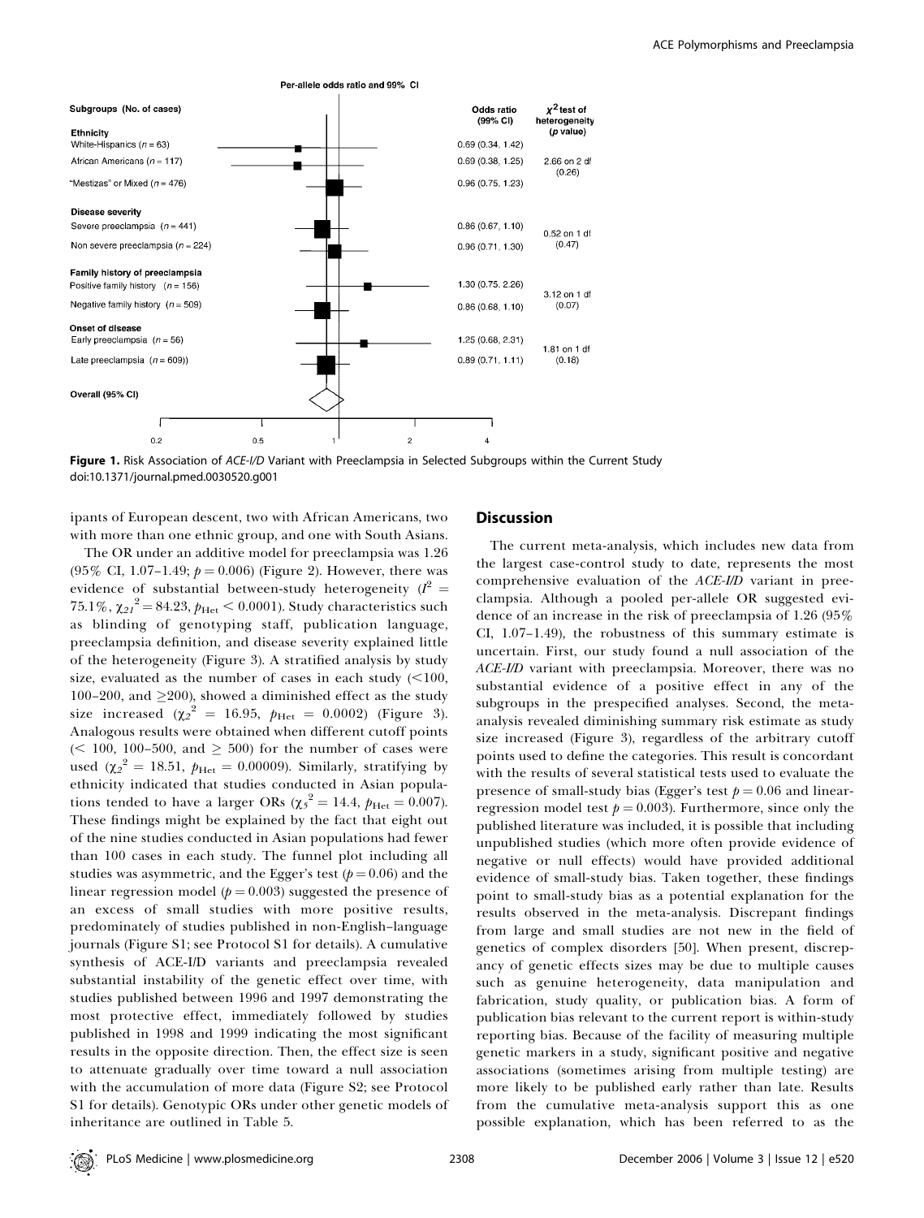| Subgroups (No. of cases) | Odds ratio (99% CI) | $\chi^2$ test of heterogeneity ($p$ value) |
|---|---|---|
| **Ethnicity** | | |
| White-Hispanics ($n = 63$) | 0.69 (0.34, 1.42) | 2.66 on 2 df (0.26) |
| African Americans ($n = 117$) | 0.69 (0.38, 1.25) | |
| "Mestizos" or Mixed ($n = 476$) | 0.96 (0.75, 1.23) | |
| **Disease severity** | | |
| Severe preeclampsia ($n = 441$) | 0.86 (0.67, 1.10) | 0.52 on 1 df (0.47) |
| Non severe preeclampsia ($n = 224$) | 0.96 (0.71, 1.30) | |
| **Family history of preeclampsia** | | |
| Positive family history ($n = 156$) | 1.30 (0.75, 2.26) | 3.12 on 1 df (0.07) |
| Negative family history ($n = 509$) | 0.86 (0.68, 1.10) | |
| **Onset of disease** | | |
| Early preeclampsia ($n = 56$) | 1.25 (0.68, 2.31) | 1.81 on 1 df (0.18) |
| Late preeclampsia ($n = 609$) | 0.89 (0.71, 1.11) | |
| **Overall (95% CI)** | | |

**Figure 1.** Risk Association of *ACE-I/D* Variant with Preeclampsia in Selected Subgroups within the Current Study
doi:10.1371/journal.pmed.0030520.g001

ipants of European descent, two with African Americans, two with more than one ethnic group, and one with South Asians.

The OR under an additive model for preeclampsia was 1.26 (95% CI, 1.07–1.49; $p = 0.006$) (Figure 2). However, there was evidence of substantial between-study heterogeneity ($I^2 = 75.1\%$, $\chi_{21}^2 = 84.23$, $p_{\text{Het}} < 0.0001$). Study characteristics such as blinding of genotyping staff, publication language, preeclampsia definition, and disease severity explained little of the heterogeneity (Figure 3). A stratified analysis by study size, evaluated as the number of cases in each study (<100, 100–200, and ≥200), showed a diminished effect as the study size increased ($\chi_2^2 = 16.95$, $p_{\text{Het}} = 0.0002$) (Figure 3). Analogous results were obtained when different cutoff points (< 100, 100–500, and ≥ 500) for the number of cases were used ($\chi_2^2 = 18.51$, $p_{\text{Het}} = 0.00009$). Similarly, stratifying by ethnicity indicated that studies conducted in Asian populations tended to have a larger ORs ($\chi_5^2 = 14.4$, $p_{\text{Het}} = 0.007$). These findings might be explained by the fact that eight out of the nine studies conducted in Asian populations had fewer than 100 cases in each study. The funnel plot including all studies was asymmetric, and the Egger's test ($p = 0.06$) and the linear regression model ($p = 0.003$) suggested the presence of an excess of small studies with more positive results, predominately of studies published in non-English–language journals (Figure S1; see Protocol S1 for details). A cumulative synthesis of ACE-I/D variants and preeclampsia revealed substantial instability of the genetic effect over time, with studies published between 1996 and 1997 demonstrating the most protective effect, immediately followed by studies published in 1998 and 1999 indicating the most significant results in the opposite direction. Then, the effect size is seen to attenuate gradually over time toward a null association with the accumulation of more data (Figure S2; see Protocol S1 for details). Genotypic ORs under other genetic models of inheritance are outlined in Table 5.

## Discussion

The current meta-analysis, which includes new data from the largest case-control study to date, represents the most comprehensive evaluation of the *ACE-I/D* variant in preeclampsia. Although a pooled per-allele OR suggested evidence of an increase in the risk of preeclampsia of 1.26 (95% CI, 1.07–1.49), the robustness of this summary estimate is uncertain. First, our study found a null association of the *ACE-I/D* variant with preeclampsia. Moreover, there was no substantial evidence of a positive effect in any of the subgroups in the prespecified analyses. Second, the meta-analysis revealed diminishing summary risk estimate as study size increased (Figure 3), regardless of the arbitrary cutoff points used to define the categories. This result is concordant with the results of several statistical tests used to evaluate the presence of small-study bias (Egger's test $p = 0.06$ and linear-regression model test $p = 0.003$). Furthermore, since only the published literature was included, it is possible that including unpublished studies (which more often provide evidence of negative or null effects) would have provided additional evidence of small-study bias. Taken together, these findings point to small-study bias as a potential explanation for the results observed in the meta-analysis. Discrepant findings from large and small studies are not new in the field of genetics of complex disorders [50]. When present, discrepancy of genetic effects sizes may be due to multiple causes such as genuine heterogeneity, data manipulation and fabrication, study quality, or publication bias. A form of publication bias relevant to the current report is within-study reporting bias. Because of the facility of measuring multiple genetic markers in a study, significant positive and negative associations (sometimes arising from multiple testing) are more likely to be published early rather than late. Results from the cumulative meta-analysis support this as one possible explanation, which has been referred to as the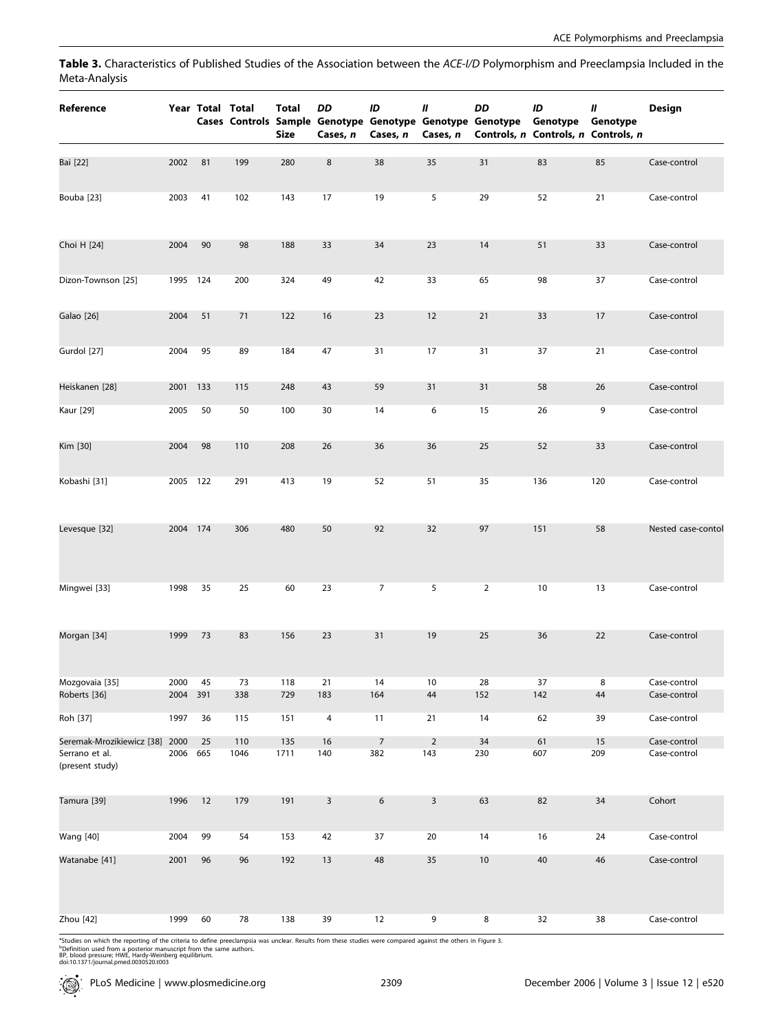**Table 3.** Characteristics of Published Studies of the Association between the *ACE-I/D* Polymorphism and Preeclampsia Included in the Meta-Analysis

| Reference | Year | Total Cases | Total Controls | Total Sample Size | *DD* Genotype Cases, *n* | *ID* Genotype Cases, *n* | *II* Genotype Cases, *n* | *DD* Genotype Controls, *n* | *ID* Genotype Controls, *n* | *II* Genotype Controls, *n* | Design |
|---|---|---|---|---|---|---|---|---|---|---|---|
| Bai [22] | 2002 | 81 | 199 | 280 | 8 | 38 | 35 | 31 | 83 | 85 | Case-control |
| Bouba [23] | 2003 | 41 | 102 | 143 | 17 | 19 | 5 | 29 | 52 | 21 | Case-control |
| Choi H [24] | 2004 | 90 | 98 | 188 | 33 | 34 | 23 | 14 | 51 | 33 | Case-control |
| Dizon-Townson [25] | 1995 | 124 | 200 | 324 | 49 | 42 | 33 | 65 | 98 | 37 | Case-control |
| Galao [26] | 2004 | 51 | 71 | 122 | 16 | 23 | 12 | 21 | 33 | 17 | Case-control |
| Gurdol [27] | 2004 | 95 | 89 | 184 | 47 | 31 | 17 | 31 | 37 | 21 | Case-control |
| Heiskanen [28] | 2001 | 133 | 115 | 248 | 43 | 59 | 31 | 31 | 58 | 26 | Case-control |
| Kaur [29] | 2005 | 50 | 50 | 100 | 30 | 14 | 6 | 15 | 26 | 9 | Case-control |
| Kim [30] | 2004 | 98 | 110 | 208 | 26 | 36 | 36 | 25 | 52 | 33 | Case-control |
| Kobashi [31] | 2005 | 122 | 291 | 413 | 19 | 52 | 51 | 35 | 136 | 120 | Case-control |
| Levesque [32] | 2004 | 174 | 306 | 480 | 50 | 92 | 32 | 97 | 151 | 58 | Nested case-contol |
| Mingwei [33] | 1998 | 35 | 25 | 60 | 23 | 7 | 5 | 2 | 10 | 13 | Case-control |
| Morgan [34] | 1999 | 73 | 83 | 156 | 23 | 31 | 19 | 25 | 36 | 22 | Case-control |
| Mozgovaia [35] | 2000 | 45 | 73 | 118 | 21 | 14 | 10 | 28 | 37 | 8 | Case-control |
| Roberts [36] | 2004 | 391 | 338 | 729 | 183 | 164 | 44 | 152 | 142 | 44 | Case-control |
| Roh [37] | 1997 | 36 | 115 | 151 | 4 | 11 | 21 | 14 | 62 | 39 | Case-control |
| Seremak-Mrozikiewicz [38] | 2000 | 25 | 110 | 135 | 16 | 7 | 2 | 34 | 61 | 15 | Case-control |
| Serrano et al. (present study) | 2006 | 665 | 1046 | 1711 | 140 | 382 | 143 | 230 | 607 | 209 | Case-control |
| Tamura [39] | 1996 | 12 | 179 | 191 | 3 | 6 | 3 | 63 | 82 | 34 | Cohort |
| Wang [40] | 2004 | 99 | 54 | 153 | 42 | 37 | 20 | 14 | 16 | 24 | Case-control |
| Watanabe [41] | 2001 | 96 | 96 | 192 | 13 | 48 | 35 | 10 | 40 | 46 | Case-control |
| Zhou [42] | 1999 | 60 | 78 | 138 | 39 | 12 | 9 | 8 | 32 | 38 | Case-control |

[a]Studies on which the reporting of the criteria to define preeclampsia was unclear. Results from these studies were compared against the others in Figure 3.
[b]Definition used from a posterior manuscript from the same authors.
BP, blood pressure; HWE, Hardy-Weinberg equilibrium.
doi:10.1371/journal.pmed.0030520.t003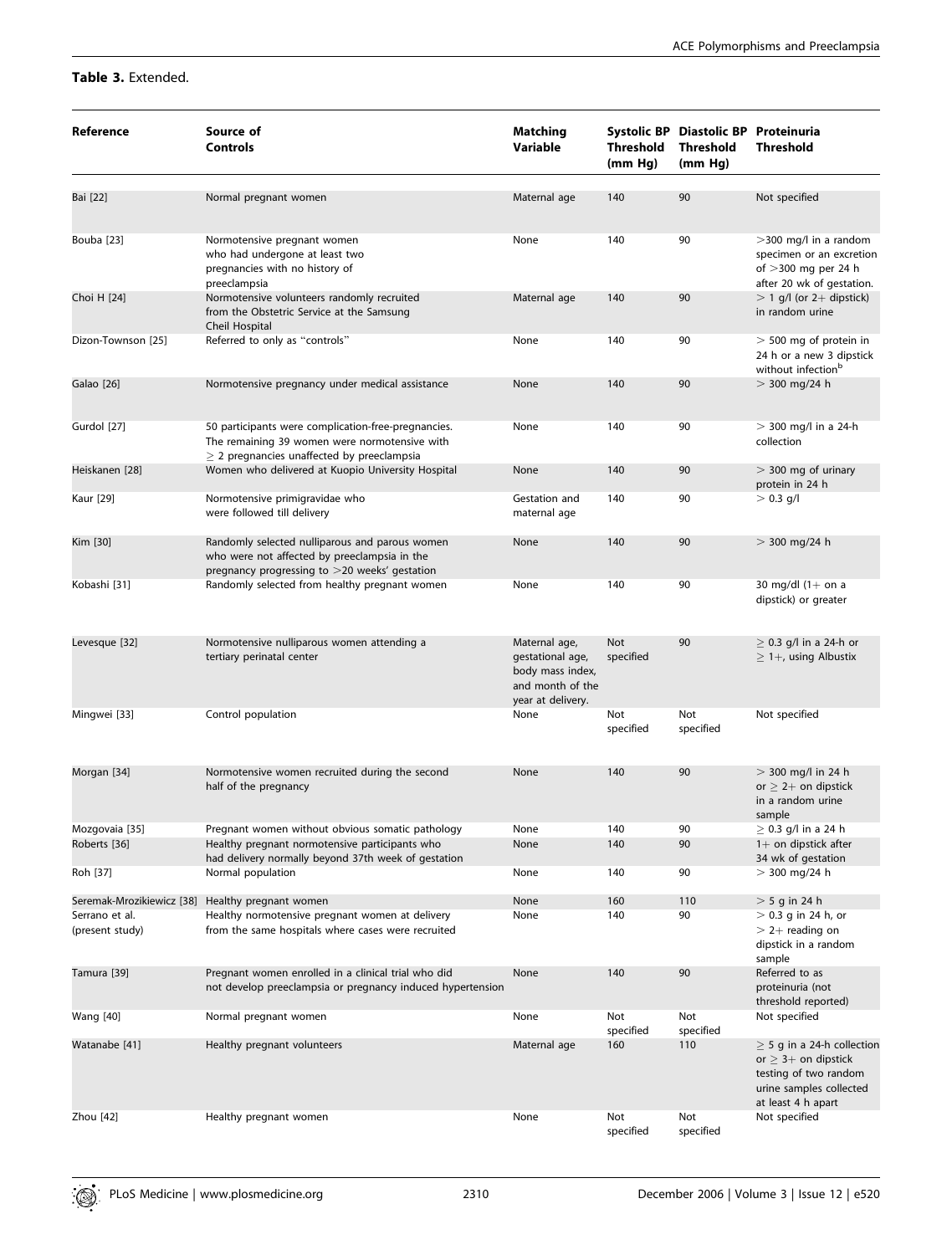**Table 3.** Extended.

| Reference | Source of Controls | Matching Variable | Systolic BP Threshold (mm Hg) | Diastolic BP Threshold (mm Hg) | Proteinuria Threshold |
|---|---|---|---|---|---|
| Bai [22] | Normal pregnant women | Maternal age | 140 | 90 | Not specified |
| Bouba [23] | Normotensive pregnant women who had undergone at least two pregnancies with no history of preeclampsia | None | 140 | 90 | >300 mg/l in a random specimen or an excretion of >300 mg per 24 h after 20 wk of gestation. |
| Choi H [24] | Normotensive volunteers randomly recruited from the Obstetric Service at the Samsung Cheil Hospital | Maternal age | 140 | 90 | > 1 g/l (or 2+ dipstick) in random urine |
| Dizon-Townson [25] | Referred to only as "controls" | None | 140 | 90 | > 500 mg of protein in 24 h or a new 3 dipstick without infection[b] |
| Galao [26] | Normotensive pregnancy under medical assistance | None | 140 | 90 | > 300 mg/24 h |
| Gurdol [27] | 50 participants were complication-free-pregnancies. The remaining 39 women were normotensive with ≥ 2 pregnancies unaffected by preeclampsia | None | 140 | 90 | > 300 mg/l in a 24-h collection |
| Heiskanen [28] | Women who delivered at Kuopio University Hospital | None | 140 | 90 | > 300 mg of urinary protein in 24 h |
| Kaur [29] | Normotensive primigravidae who were followed till delivery | Gestation and maternal age | 140 | 90 | > 0.3 g/l |
| Kim [30] | Randomly selected nulliparous and parous women who were not affected by preeclampsia in the pregnancy progressing to >20 weeks' gestation | None | 140 | 90 | > 300 mg/24 h |
| Kobashi [31] | Randomly selected from healthy pregnant women | None | 140 | 90 | 30 mg/dl (1+ on a dipstick) or greater |
| Levesque [32] | Normotensive nulliparous women attending a tertiary perinatal center | Maternal age, gestational age, body mass index, and month of the year at delivery. | Not specified | 90 | ≥ 0.3 g/l in a 24-h or ≥ 1+, using Albustix |
| Mingwei [33] | Control population | None | Not specified | Not specified | Not specified |
| Morgan [34] | Normotensive women recruited during the second half of the pregnancy | None | 140 | 90 | > 300 mg/l in 24 h or ≥ 2+ on dipstick in a random urine sample |
| Mozgovaia [35] | Pregnant women without obvious somatic pathology | None | 140 | 90 | ≥ 0.3 g/l in a 24 h |
| Roberts [36] | Healthy pregnant normotensive participants who had delivery normally beyond 37th week of gestation | None | 140 | 90 | 1+ on dipstick after 34 wk of gestation |
| Roh [37] | Normal population | None | 140 | 90 | > 300 mg/24 h |
| Seremak-Mrozikiewicz [38] | Healthy pregnant women | None | 160 | 110 | > 5 g in 24 h |
| Serrano et al. (present study) | Healthy normotensive pregnant women at delivery from the same hospitals where cases were recruited | None | 140 | 90 | > 0.3 g in 24 h, or > 2+ reading on dipstick in a random sample |
| Tamura [39] | Pregnant women enrolled in a clinical trial who did not develop preeclampsia or pregnancy induced hypertension | None | 140 | 90 | Referred to as proteinuria (not threshold reported) |
| Wang [40] | Normal pregnant women | None | Not specified | Not specified | Not specified |
| Watanabe [41] | Healthy pregnant volunteers | Maternal age | 160 | 110 | ≥ 5 g in a 24-h collection or ≥ 3+ on dipstick testing of two random urine samples collected at least 4 h apart |
| Zhou [42] | Healthy pregnant women | None | Not specified | Not specified | Not specified |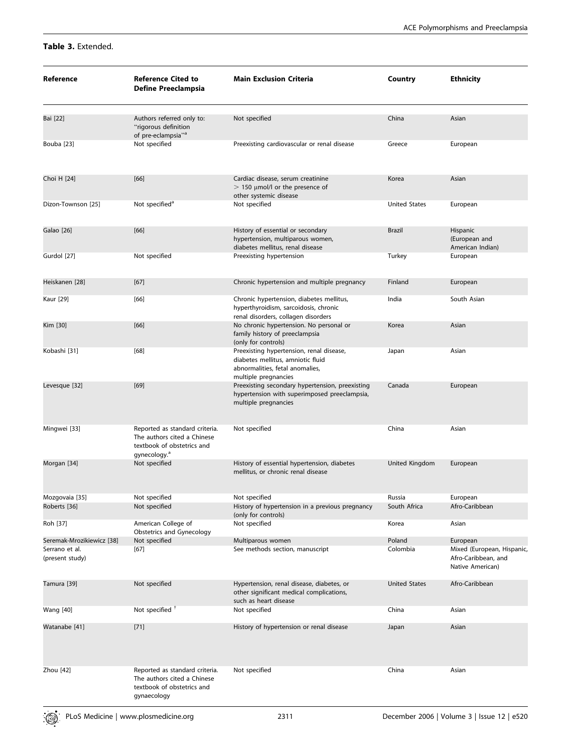**Table 3.** Extended.

| Reference | Reference Cited to Define Preeclampsia | Main Exclusion Criteria | Country | Ethnicity |
|---|---|---|---|---|
| Bai [22] | Authors referred only to: "rigorous definition of pre-eclampsia"[a] | Not specified | China | Asian |
| Bouba [23] | Not specified | Preexisting cardiovascular or renal disease | Greece | European |
| Choi H [24] | [66] | Cardiac disease, serum creatinine > 150 μmol/l or the presence of other systemic disease | Korea | Asian |
| Dizon-Townson [25] | Not specified[a] | Not specified | United States | European |
| Galao [26] | [66] | History of essential or secondary hypertension, multiparous women, diabetes mellitus, renal disease | Brazil | Hispanic (European and American Indian) |
| Gurdol [27] | Not specified | Preexisting hypertension | Turkey | European |
| Heiskanen [28] | [67] | Chronic hypertension and multiple pregnancy | Finland | European |
| Kaur [29] | [66] | Chronic hypertension, diabetes mellitus, hyperthyroidism, sarcoidosis, chronic renal disorders, collagen disorders | India | South Asian |
| Kim [30] | [66] | No chronic hypertension. No personal or family history of preeclampsia (only for controls) | Korea | Asian |
| Kobashi [31] | [68] | Preexisting hypertension, renal disease, diabetes mellitus, amniotic fluid abnormalities, fetal anomalies, multiple pregnancies | Japan | Asian |
| Levesque [32] | [69] | Preexisting secondary hypertension, preexisting hypertension with superimposed preeclampsia, multiple pregnancies | Canada | European |
| Mingwei [33] | Reported as standard criteria. The authors cited a Chinese textbook of obstetrics and gynecology.[a] | Not specified | China | Asian |
| Morgan [34] | Not specified | History of essential hypertension, diabetes mellitus, or chronic renal disease | United Kingdom | European |
| Mozgovaia [35] | Not specified | Not specified | Russia | European |
| Roberts [36] | Not specified | History of hypertension in a previous pregnancy (only for controls) | South Africa | Afro-Caribbean |
| Roh [37] | American College of Obstetrics and Gynecology | Not specified | Korea | Asian |
| Seremak-Mrozikiewicz [38] | Not specified | Multiparous women | Poland | European |
| Serrano et al. (present study) | [67] | See methods section, manuscript | Colombia | Mixed (European, Hispanic, Afro-Caribbean, and Native American) |
| Tamura [39] | Not specified | Hypertension, renal disease, diabetes, or other significant medical complications, such as heart disease | United States | Afro-Caribbean |
| Wang [40] | Not specified [†] | Not specified | China | Asian |
| Watanabe [41] | [71] | History of hypertension or renal disease | Japan | Asian |
| Zhou [42] | Reported as standard criteria. The authors cited a Chinese textbook of obstetrics and gynaecology | Not specified | China | Asian |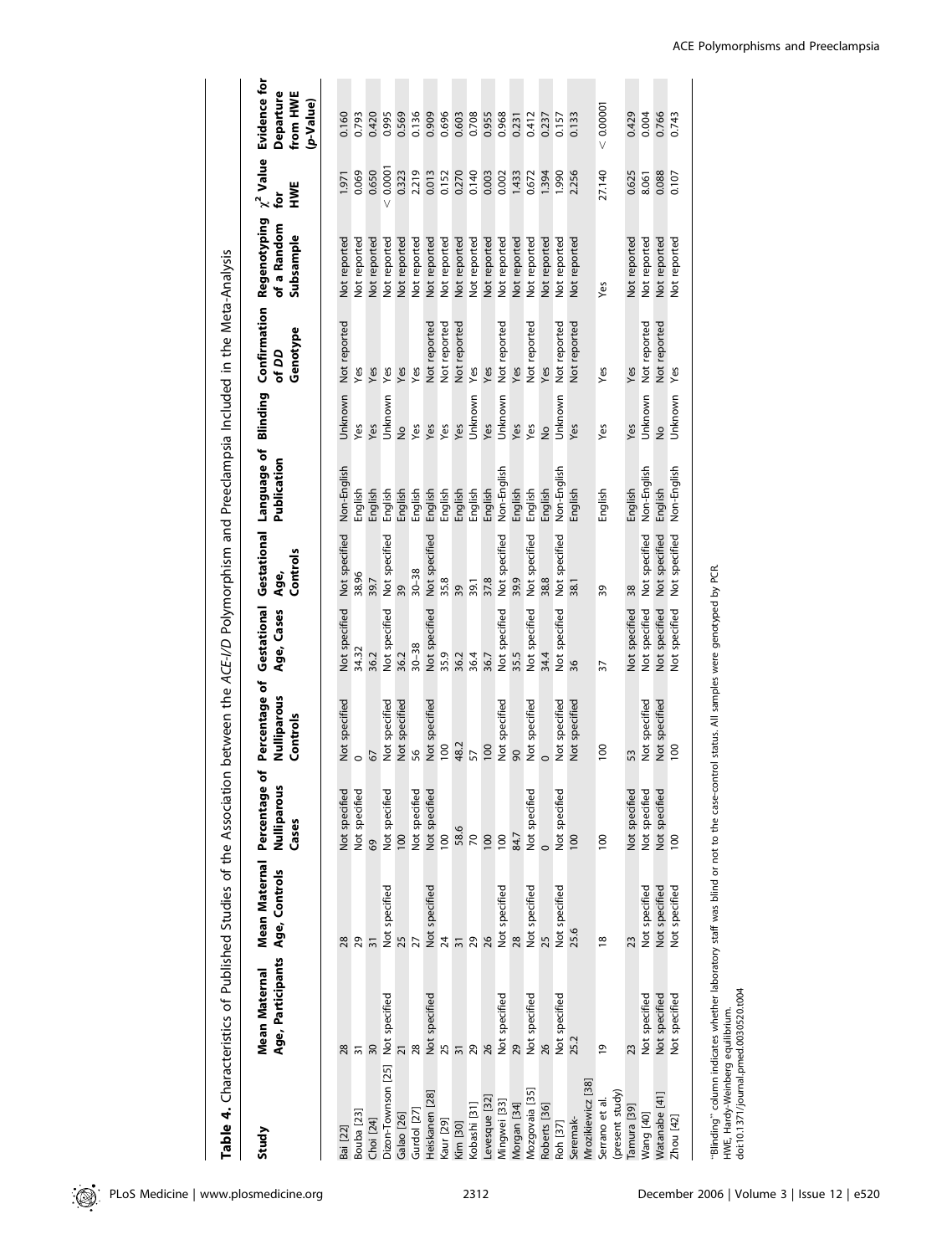**Table 4.** Characteristics of Published Studies of the Association between the *ACE-I/D* Polymorphism and Preeclampsia Included in the Meta-Analysis

| Study | Mean Maternal Age, Participants | Mean Maternal Age, Controls | Percentage of Nulliparous Cases | Percentage of Nulliparous Controls | Gestational Age, Cases | Gestational Age, Controls | Language of Publication | Blinding | Confirmation of *DD* Genotype | Regenotyping of a Random Subsample | $\chi^2$ Value for HWE | Evidence for Departure from HWE (*p*-Value) |
|---|---|---|---|---|---|---|---|---|---|---|---|---|
| Bai [22] | 28 | 28 | Not specified | Not specified | Not specified | Not specified | Non-English | Unknown | Not reported | Not reported | 1.971 | 0.160 |
| Bouba [23] | 31 | 29 | Not specified | 0 | 34.32 | 38.96 | English | Yes | Yes | Not reported | 0.069 | 0.793 |
| Choi [24] | 30 | 31 | 69 | 67 | 36.2 | 39.7 | English | Yes | Yes | Not reported | 0.650 | 0.420 |
| Dizon-Townson [25] | Not specified | Not specified | Not specified | Not specified | Not specified | Not specified | English | Unknown | Yes | Not reported | < 0.0001 | 0.995 |
| Galao [26] | 21 | 25 | 100 | Not specified | 36.2 | 39 | English | No | Yes | Not reported | 0.323 | 0.569 |
| Gurdol [27] | 28 | 27 | Not specified | 56 | 30–38 | 30–38 | English | Yes | Yes | Not reported | 2.219 | 0.136 |
| Heiskanen [28] | Not specified | Not specified | Not specified | Not specified | Not specified | Not specified | English | Yes | Not reported | Not reported | 0.013 | 0.909 |
| Kaur [29] | 25 | 24 | 100 | 100 | 35.9 | 35.8 | English | Yes | Not reported | Not reported | 0.152 | 0.696 |
| Kim [30] | 31 | 31 | 58.6 | 48.2 | 36.2 | 39 | English | Yes | Not reported | Not reported | 0.270 | 0.603 |
| Kobashi [31] | 29 | 29 | 70 | 57 | 36.4 | 39.1 | English | Unknown | Yes | Not reported | 0.140 | 0.708 |
| Levesque [32] | 26 | 26 | 100 | 100 | 36.7 | 37.8 | English | Yes | Yes | Not reported | 0.003 | 0.955 |
| Mingwei [33] | Not specified | Not specified | 100 | Not specified | Not specified | Not specified | Non-English | Unknown | Not reported | Not reported | 0.002 | 0.968 |
| Morgan [34] | 29 | 28 | 84.7 | 90 | 35.5 | 39.9 | English | Yes | Yes | Not reported | 1.433 | 0.231 |
| Mozgovaia [35] | Not specified | Not specified | Not specified | Not specified | Not specified | Not specified | English | Yes | Not reported | Not reported | 0.672 | 0.412 |
| Roberts [36] | 26 | 25 | 0 | 0 | 34.4 | 38.8 | English | No | Yes | Not reported | 1.394 | 0.237 |
| Roh [37] | Not specified | Not specified | Not specified | Not specified | Not specified | Not specified | Non-English | Unknown | Not reported | Not reported | 1.990 | 0.157 |
| Seremak-Mrozikiewicz [38] | 25.2 | 25.6 | 100 | Not specified | 36 | 38.1 | English | Yes | Not reported | Not reported | 2.256 | 0.133 |
| Serrano et al. (present study) | 19 | 18 | 100 | 100 | 37 | 39 | English | Yes | Yes | Yes | 27.140 | < 0.00001 |
| Tamura [39] | 23 | 23 | Not specified | 53 | Not specified | 38 | English | Yes | Yes | Not reported | 0.625 | 0.429 |
| Wang [40] | Not specified | Not specified | Not specified | Not specified | Not specified | Not specified | Non-English | Unknown | Not reported | Not reported | 8.061 | 0.004 |
| Watanabe [41] | Not specified | Not specified | Not specified | Not specified | Not specified | Not specified | English | No | Not reported | Not reported | 0.088 | 0.766 |
| Zhou [42] | Not specified | Not specified | 100 | 100 | Not specified | Not specified | Non-English | Unknown | Yes | Not reported | 0.107 | 0.743 |

"Blinding" column indicates whether laboratory staff was blind or not to the case-control status. All samples were genotyped by PCR.
HWE, Hardy-Weinberg equilibrium.
doi:10.1371/journal.pmed.0030520.t004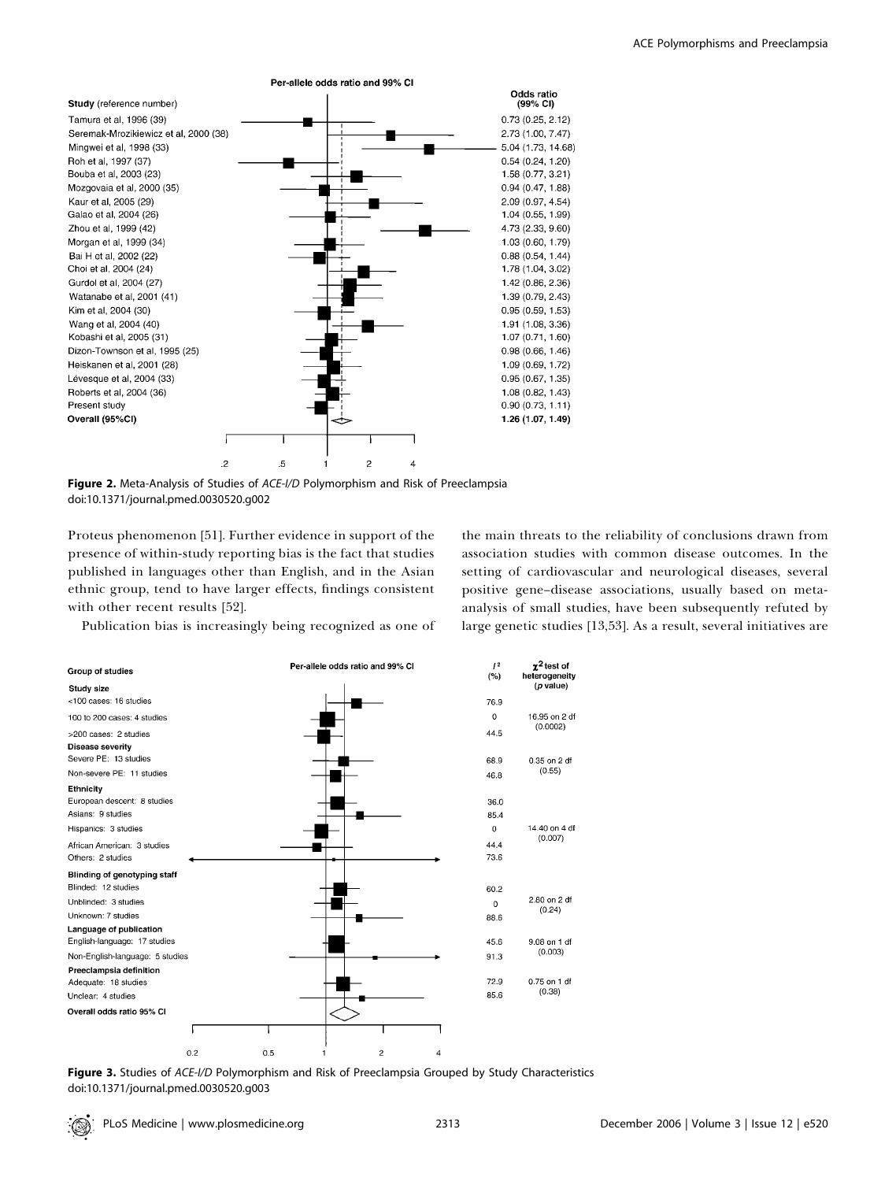| Study (reference number) | Odds ratio (99% CI) |
|---|---|
| Tamura et al, 1996 (39) | 0.73 (0.25, 2.12) |
| Seremak-Mrozikiewicz et al, 2000 (38) | 2.73 (1.00, 7.47) |
| Mingwei et al, 1998 (33) | 5.04 (1.73, 14.68) |
| Roh et al, 1997 (37) | 0.54 (0.24, 1.20) |
| Bouba et al, 2003 (23) | 1.58 (0.77, 3.21) |
| Mozgovaia et al, 2000 (35) | 0.94 (0.47, 1.88) |
| Kaur et al, 2005 (29) | 2.09 (0.97, 4.54) |
| Galao et al, 2004 (26) | 1.04 (0.55, 1.99) |
| Zhou et al, 1999 (42) | 4.73 (2.33, 9.60) |
| Morgan et al, 1999 (34) | 1.03 (0.60, 1.79) |
| Bai H et al, 2002 (22) | 0.88 (0.54, 1.44) |
| Choi et al, 2004 (24) | 1.78 (1.04, 3.02) |
| Gurdol et al, 2004 (27) | 1.42 (0.86, 2.36) |
| Watanabe et al, 2001 (41) | 1.39 (0.79, 2.43) |
| Kim et al, 2004 (30) | 0.95 (0.59, 1.53) |
| Wang et al, 2004 (40) | 1.91 (1.08, 3.36) |
| Kobashi et al, 2005 (31) | 1.07 (0.71, 1.60) |
| Dizon-Townson et al, 1995 (25) | 0.98 (0.66, 1.46) |
| Heiskanen et al, 2001 (28) | 1.09 (0.69, 1.72) |
| Lévesque et al, 2004 (33) | 0.95 (0.67, 1.35) |
| Roberts et al, 2004 (36) | 1.08 (0.82, 1.43) |
| Present study | 0.90 (0.73, 1.11) |
| **Overall (95%CI)** | **1.26 (1.07, 1.49)** |

Per-allele odds ratio and 99% CI

**Figure 2.** Meta-Analysis of Studies of *ACE-I/D* Polymorphism and Risk of Preeclampsia
doi:10.1371/journal.pmed.0030520.g002

Proteus phenomenon [51]. Further evidence in support of the presence of within-study reporting bias is the fact that studies published in languages other than English, and in the Asian ethnic group, tend to have larger effects, findings consistent with other recent results [52].

Publication bias is increasingly being recognized as one of the main threats to the reliability of conclusions drawn from association studies with common disease outcomes. In the setting of cardiovascular and neurological diseases, several positive gene–disease associations, usually based on meta-analysis of small studies, have been subsequently refuted by large genetic studies [13,53]. As a result, several initiatives are

| Group of studies | $I^2$ (%) | $\chi^2$ test of heterogeneity ($p$ value) |
|---|---|---|
| **Study size** | | |
| <100 cases: 16 studies | 76.9 | 16.95 on 2 df (0.0002) |
| 100 to 200 cases: 4 studies | 0 | |
| >200 cases: 2 studies | 44.5 | |
| **Disease severity** | | |
| Severe PE: 13 studies | 68.9 | 0.35 on 2 df (0.55) |
| Non-severe PE: 11 studies | 46.8 | |
| **Ethnicity** | | |
| European descent: 8 studies | 36.0 | 14.40 on 4 df (0.007) |
| Asians: 9 studies | 85.4 | |
| Hispanics: 3 studies | 0 | |
| African American: 3 studies | 44.4 | |
| Others: 2 studies | 73.6 | |
| **Blinding of genotyping staff** | | |
| Blinded: 12 studies | 60.2 | 2.80 on 2 df (0.24) |
| Unblinded: 3 studies | 0 | |
| Unknown: 7 studies | 88.6 | |
| **Language of publication** | | |
| English-language: 17 studies | 45.6 | 9.08 on 1 df (0.003) |
| Non-English-language: 5 studies | 91.3 | |
| **Preeclampsia definition** | | |
| Adequate: 18 studies | 72.9 | 0.75 on 1 df (0.38) |
| Unclear: 4 studies | 85.6 | |
| **Overall odds ratio 95% CI** | | |

Per-allele odds ratio and 99% CI

**Figure 3.** Studies of *ACE-I/D* Polymorphism and Risk of Preeclampsia Grouped by Study Characteristics
doi:10.1371/journal.pmed.0030520.g003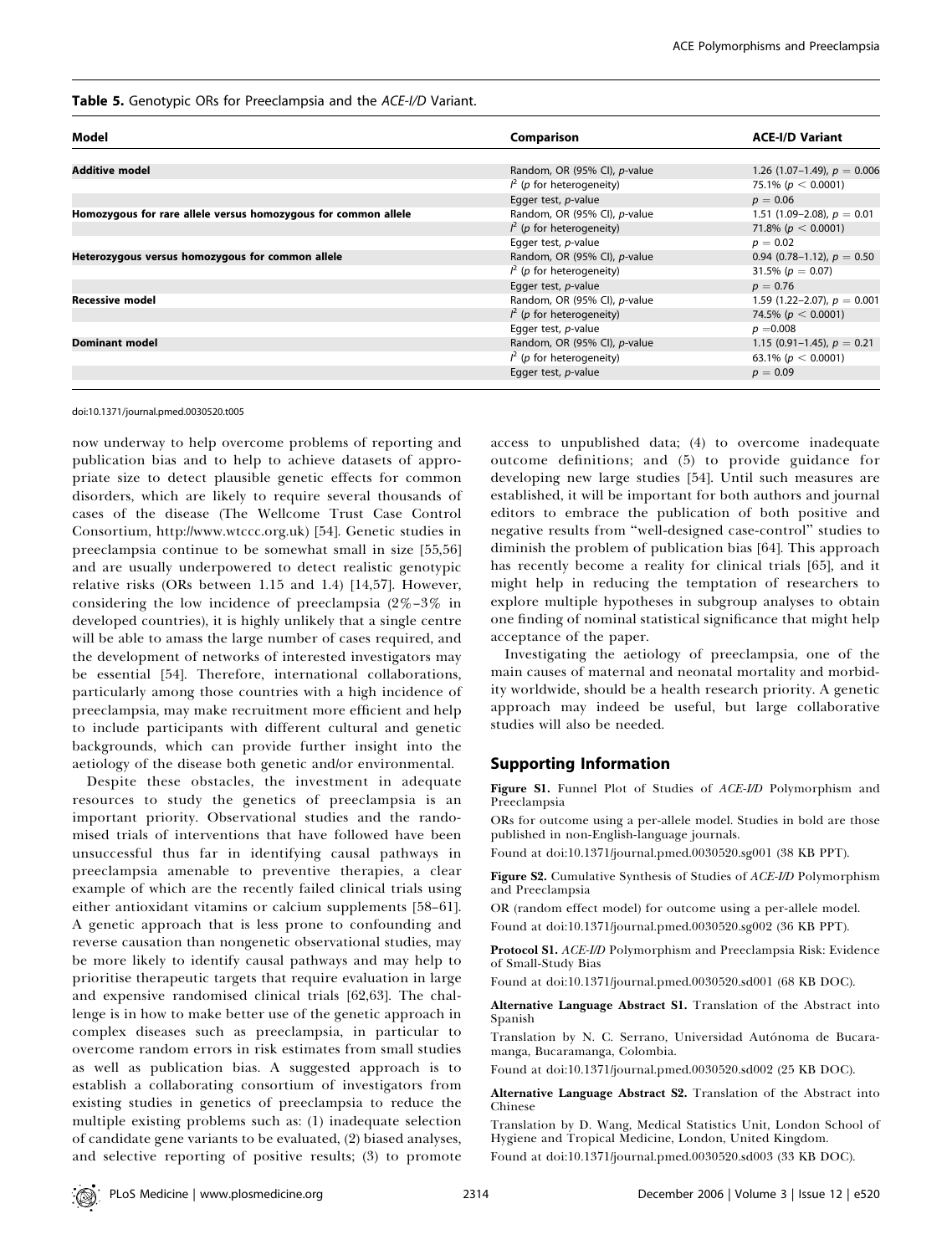**Table 5.** Genotypic ORs for Preeclampsia and the *ACE-I/D* Variant.

| Model | Comparison | ACE-I/D Variant |
|---|---|---|
| **Additive model** | Random, OR (95% CI), *p*-value | 1.26 (1.07–1.49), $p = 0.006$ |
| | $I^2$ (*p* for heterogeneity) | 75.1% ($p < 0.0001$) |
| | Egger test, *p*-value | $p = 0.06$ |
| **Homozygous for rare allele versus homozygous for common allele** | Random, OR (95% CI), *p*-value | 1.51 (1.09–2.08), $p = 0.01$ |
| | $I^2$ (*p* for heterogeneity) | 71.8% ($p < 0.0001$) |
| | Egger test, *p*-value | $p = 0.02$ |
| **Heterozygous versus homozygous for common allele** | Random, OR (95% CI), *p*-value | 0.94 (0.78–1.12), $p = 0.50$ |
| | $I^2$ (*p* for heterogeneity) | 31.5% ($p = 0.07$) |
| | Egger test, *p*-value | $p = 0.76$ |
| **Recessive model** | Random, OR (95% CI), *p*-value | 1.59 (1.22–2.07), $p = 0.001$ |
| | $I^2$ (*p* for heterogeneity) | 74.5% ($p < 0.0001$) |
| | Egger test, *p*-value | $p = 0.008$ |
| **Dominant model** | Random, OR (95% CI), *p*-value | 1.15 (0.91–1.45), $p = 0.21$ |
| | $I^2$ (*p* for heterogeneity) | 63.1% ($p < 0.0001$) |
| | Egger test, *p*-value | $p = 0.09$ |

doi:10.1371/journal.pmed.0030520.t005

now underway to help overcome problems of reporting and publication bias and to help to achieve datasets of appropriate size to detect plausible genetic effects for common disorders, which are likely to require several thousands of cases of the disease (The Wellcome Trust Case Control Consortium, http://www.wtccc.org.uk) [54]. Genetic studies in preeclampsia continue to be somewhat small in size [55,56] and are usually underpowered to detect realistic genotypic relative risks (ORs between 1.15 and 1.4) [14,57]. However, considering the low incidence of preeclampsia (2%–3% in developed countries), it is highly unlikely that a single centre will be able to amass the large number of cases required, and the development of networks of interested investigators may be essential [54]. Therefore, international collaborations, particularly among those countries with a high incidence of preeclampsia, may make recruitment more efficient and help to include participants with different cultural and genetic backgrounds, which can provide further insight into the aetiology of the disease both genetic and/or environmental.

Despite these obstacles, the investment in adequate resources to study the genetics of preeclampsia is an important priority. Observational studies and the randomised trials of interventions that have followed have been unsuccessful thus far in identifying causal pathways in preeclampsia amenable to preventive therapies, a clear example of which are the recently failed clinical trials using either antioxidant vitamins or calcium supplements [58–61]. A genetic approach that is less prone to confounding and reverse causation than nongenetic observational studies, may be more likely to identify causal pathways and may help to prioritise therapeutic targets that require evaluation in large and expensive randomised clinical trials [62,63]. The challenge is in how to make better use of the genetic approach in complex diseases such as preeclampsia, in particular to overcome random errors in risk estimates from small studies as well as publication bias. A suggested approach is to establish a collaborating consortium of investigators from existing studies in genetics of preeclampsia to reduce the multiple existing problems such as: (1) inadequate selection of candidate gene variants to be evaluated, (2) biased analyses, and selective reporting of positive results; (3) to promote access to unpublished data; (4) to overcome inadequate outcome definitions; and (5) to provide guidance for developing new large studies [54]. Until such measures are established, it will be important for both authors and journal editors to embrace the publication of both positive and negative results from "well-designed case-control" studies to diminish the problem of publication bias [64]. This approach has recently become a reality for clinical trials [65], and it might help in reducing the temptation of researchers to explore multiple hypotheses in subgroup analyses to obtain one finding of nominal statistical significance that might help acceptance of the paper.

Investigating the aetiology of preeclampsia, one of the main causes of maternal and neonatal mortality and morbidity worldwide, should be a health research priority. A genetic approach may indeed be useful, but large collaborative studies will also be needed.

## Supporting Information

**Figure S1.** Funnel Plot of Studies of *ACE-I/D* Polymorphism and Preeclampsia

ORs for outcome using a per-allele model. Studies in bold are those published in non-English-language journals.

Found at doi:10.1371/journal.pmed.0030520.sg001 (38 KB PPT).

**Figure S2.** Cumulative Synthesis of Studies of *ACE-I/D* Polymorphism and Preeclampsia

OR (random effect model) for outcome using a per-allele model.

Found at doi:10.1371/journal.pmed.0030520.sg002 (36 KB PPT).

**Protocol S1.** *ACE-I/D* Polymorphism and Preeclampsia Risk: Evidence of Small-Study Bias

Found at doi:10.1371/journal.pmed.0030520.sd001 (68 KB DOC).

**Alternative Language Abstract S1.** Translation of the Abstract into Spanish

Translation by N. C. Serrano, Universidad Autónoma de Bucaramanga, Bucaramanga, Colombia.

Found at doi:10.1371/journal.pmed.0030520.sd002 (25 KB DOC).

**Alternative Language Abstract S2.** Translation of the Abstract into Chinese

Translation by D. Wang, Medical Statistics Unit, London School of Hygiene and Tropical Medicine, London, United Kingdom.

Found at doi:10.1371/journal.pmed.0030520.sd003 (33 KB DOC).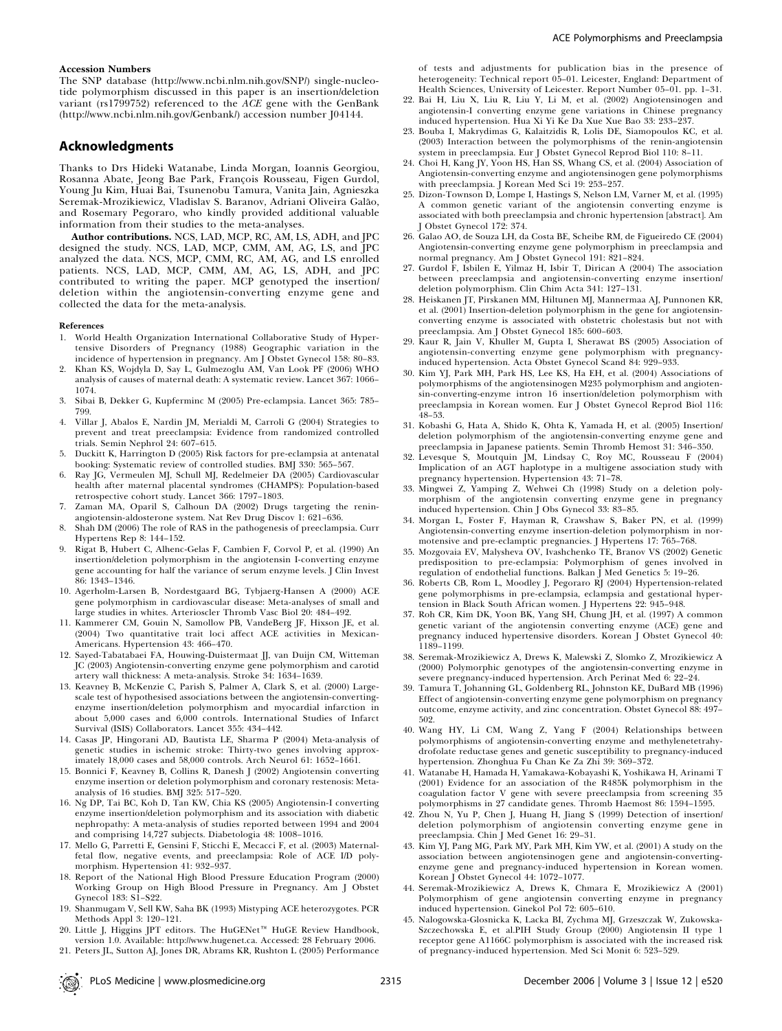### Accession Numbers

The SNP database (http://www.ncbi.nlm.nih.gov/SNP/) single-nucleotide polymorphism discussed in this paper is an insertion/deletion variant (rs1799752) referenced to the *ACE* gene with the GenBank (http://www.ncbi.nlm.nih.gov/Genbank/) accession number J04144.

## Acknowledgments

Thanks to Drs Hideki Watanabe, Linda Morgan, Ioannis Georgiou, Rosanna Abate, Jeong Bae Park, François Rousseau, Figen Gurdol, Young Ju Kim, Huai Bai, Tsunenobu Tamura, Vanita Jain, Agnieszka Seremak-Mrozikiewicz, Vladislav S. Baranov, Adriani Oliveira Galão, and Rosemary Pegoraro, who kindly provided additional valuable information from their studies to the meta-analyses.

**Author contributions.** NCS, LAD, MCP, RC, AM, LS, ADH, and JPC designed the study. NCS, LAD, MCP, CMM, AM, AG, LS, and JPC analyzed the data. NCS, MCP, CMM, RC, AM, AG, and LS enrolled patients. NCS, LAD, MCP, CMM, AM, AG, LS, ADH, and JPC contributed to writing the paper. MCP genotyped the insertion/deletion within the angiotensin-converting enzyme gene and collected the data for the meta-analysis.

#### References

1. World Health Organization International Collaborative Study of Hypertensive Disorders of Pregnancy (1988) Geographic variation in the incidence of hypertension in pregnancy. Am J Obstet Gynecol 158: 80–83.
2. Khan KS, Wojdyla D, Say L, Gulmezoglu AM, Van Look PF (2006) WHO analysis of causes of maternal death: A systematic review. Lancet 367: 1066–1074.
3. Sibai B, Dekker G, Kupferminc M (2005) Pre-eclampsia. Lancet 365: 785–799.
4. Villar J, Abalos E, Nardin JM, Merialdi M, Carroli G (2004) Strategies to prevent and treat preeclampsia: Evidence from randomized controlled trials. Semin Nephrol 24: 607–615.
5. Duckitt K, Harrington D (2005) Risk factors for pre-eclampsia at antenatal booking: Systematic review of controlled studies. BMJ 330: 565–567.
6. Ray JG, Vermeulen MJ, Schull MJ, Redelmeier DA (2005) Cardiovascular health after maternal placental syndromes (CHAMPS): Population-based retrospective cohort study. Lancet 366: 1797–1803.
7. Zaman MA, Oparil S, Calhoun DA (2002) Drugs targeting the renin-angiotensin-aldosterone system. Nat Rev Drug Discov 1: 621–636.
8. Shah DM (2006) The role of RAS in the pathogenesis of preeclampsia. Curr Hypertens Rep 8: 144–152.
9. Rigat B, Hubert C, Alhenc-Gelas F, Cambien F, Corvol P, et al. (1990) An insertion/deletion polymorphism in the angiotensin I-converting enzyme gene accounting for half the variance of serum enzyme levels. J Clin Invest 86: 1343–1346.
10. Agerholm-Larsen B, Nordestgaard BG, Tybjaerg-Hansen A (2000) ACE gene polymorphism in cardiovascular disease: Meta-analyses of small and large studies in whites. Arterioscler Thromb Vasc Biol 20: 484–492.
11. Kammerer CM, Gouin N, Samollow PB, VandeBerg JF, Hixson JE, et al. (2004) Two quantitative trait loci affect ACE activities in Mexican-Americans. Hypertension 43: 466–470.
12. Sayed-Tabatabaei FA, Houwing-Duistermaat JJ, van Duijn CM, Witteman JC (2003) Angiotensin-converting enzyme gene polymorphism and carotid artery wall thickness: A meta-analysis. Stroke 34: 1634–1639.
13. Keavney B, McKenzie C, Parish S, Palmer A, Clark S, et al. (2000) Large-scale test of hypothesised associations between the angiotensin-converting-enzyme insertion/deletion polymorphism and myocardial infarction in about 5,000 cases and 6,000 controls. International Studies of Infarct Survival (ISIS) Collaborators. Lancet 355: 434–442.
14. Casas JP, Hingorani AD, Bautista LE, Sharma P (2004) Meta-analysis of genetic studies in ischemic stroke: Thirty-two genes involving approximately 18,000 cases and 58,000 controls. Arch Neurol 61: 1652–1661.
15. Bonnici F, Keavney B, Collins R, Danesh J (2002) Angiotensin converting enzyme insertion or deletion polymorphism and coronary restenosis: Meta-analysis of 16 studies. BMJ 325: 517–520.
16. Ng DP, Tai BC, Koh D, Tan KW, Chia KS (2005) Angiotensin-I converting enzyme insertion/deletion polymorphism and its association with diabetic nephropathy: A meta-analysis of studies reported between 1994 and 2004 and comprising 14,727 subjects. Diabetologia 48: 1008–1016.
17. Mello G, Parretti E, Gensini F, Sticchi E, Mecacci F, et al. (2003) Maternal-fetal flow, negative events, and preeclampsia: Role of ACE I/D polymorphism. Hypertension 41: 932–937.
18. Report of the National High Blood Pressure Education Program (2000) Working Group on High Blood Pressure in Pregnancy. Am J Obstet Gynecol 183: S1–S22.
19. Shanmugam V, Sell KW, Saha BK (1993) Mistyping ACE heterozygotes. PCR Methods Appl 3: 120–121.
20. Little J, Higgins JPT editors. The HuGENet™ HuGE Review Handbook, version 1.0. Available: http://www.hugenet.ca. Accessed: 28 February 2006.
21. Peters JL, Sutton AJ, Jones DR, Abrams KR, Rushton L (2005) Performance of tests and adjustments for publication bias in the presence of heterogeneity: Technical report 05–01. Leicester, England: Department of Health Sciences, University of Leicester. Report Number 05–01. pp. 1–31.
22. Bai H, Liu X, Liu R, Liu Y, Li M, et al. (2002) Angiotensinogen and angiotensin-I converting enzyme gene variations in Chinese pregnancy induced hypertension. Hua Xi Yi Ke Da Xue Xue Bao 33: 233–237.
23. Bouba I, Makrydimas G, Kalaitzidis R, Lolis DE, Siamopoulos KC, et al. (2003) Interaction between the polymorphisms of the renin-angiotensin system in preeclampsia. Eur J Obstet Gynecol Reprod Biol 110: 8–11.
24. Choi H, Kang JY, Yoon HS, Han SS, Whang CS, et al. (2004) Association of Angiotensin-converting enzyme and angiotensinogen gene polymorphisms with preeclampsia. J Korean Med Sci 19: 253–257.
25. Dizon-Townson D, Lompe I, Hastings S, Nelson LM, Varner M, et al. (1995) A common genetic variant of the angiotensin converting enzyme is associated with both preeclampsia and chronic hypertension [abstract]. Am J Obstet Gynecol 172: 374.
26. Galao AO, de Souza LH, da Costa BE, Scheibe RM, de Figueiredo CE (2004) Angiotensin-converting enzyme gene polymorphism in preeclampsia and normal pregnancy. Am J Obstet Gynecol 191: 821–824.
27. Gurdol F, Isbilen E, Yilmaz H, Isbir T, Dirican A (2004) The association between preeclampsia and angiotensin-converting enzyme insertion/deletion polymorphism. Clin Chim Acta 341: 127–131.
28. Heiskanen JT, Pirskanen MM, Hiltunen MJ, Mannermaa AJ, Punnonen KR, et al. (2001) Insertion-deletion polymorphism in the gene for angiotensin-converting enzyme is associated with obstetric cholestasis but not with preeclampsia. Am J Obstet Gynecol 185: 600–603.
29. Kaur R, Jain V, Khuller M, Gupta I, Sherawat BS (2005) Association of angiotensin-converting enzyme gene polymorphism with pregnancy-induced hypertension. Acta Obstet Gynecol Scand 84: 929–933.
30. Kim YJ, Park MH, Park HS, Lee KS, Ha EH, et al. (2004) Associations of polymorphisms of the angiotensinogen M235 polymorphism and angiotensin-converting-enzyme intron 16 insertion/deletion polymorphism with preeclampsia in Korean women. Eur J Obstet Gynecol Reprod Biol 116: 48–53.
31. Kobashi G, Hata A, Shido K, Ohta K, Yamada H, et al. (2005) Insertion/deletion polymorphism of the angiotensin-converting enzyme gene and preeclampsia in Japanese patients. Semin Thromb Hemost 31: 346–350.
32. Levesque S, Moutquin JM, Lindsay C, Roy MC, Rousseau F (2004) Implication of an AGT haplotype in a multigene association study with pregnancy hypertension. Hypertension 43: 71–78.
33. Mingwei Z, Yamping Z, Wehwei Ch (1998) Study on a deletion polymorphism of the angiotensin converting enzyme gene in pregnancy induced hypertension. Chin J Obs Gynecol 33: 83–85.
34. Morgan L, Foster F, Hayman R, Crawshaw S, Baker PN, et al. (1999) Angiotensin-converting enzyme insertion-deletion polymorphism in normotensive and pre-eclamptic pregnancies. J Hypertens 17: 765–768.
35. Mozgovaia EV, Malysheva OV, Ivashchenko TE, Branov VS (2002) Genetic predisposition to pre-eclampsia: Polymorphism of genes involved in regulation of endothelial functions. Balkan J Med Genetics 5: 19–26.
36. Roberts CB, Rom L, Moodley J, Pegoraro RJ (2004) Hypertension-related gene polymorphisms in pre-eclampsia, eclampsia and gestational hypertension in Black South African women. J Hypertens 22: 945–948.
37. Roh CR, Kim DK, Yoon BK, Yang SH, Chung JH, et al. (1997) A common genetic variant of the angiotensin converting enzyme (ACE) gene and pregnancy induced hypertensive disorders. Korean J Obstet Gynecol 40: 1189–1199.
38. Seremak-Mrozikiewicz A, Drews K, Malewski Z, Slomko Z, Mrozikiewicz A (2000) Polymorphic genotypes of the angiotensin-converting enzyme in severe pregnancy-induced hypertension. Arch Perinat Med 6: 22–24.
39. Tamura T, Johanning GL, Goldenberg RL, Johnston KE, DuBard MB (1996) Effect of angiotensin-converting enzyme gene polymorphism on pregnancy outcome, enzyme activity, and zinc concentration. Obstet Gynecol 88: 497–502.
40. Wang HY, Li CM, Wang Z, Yang F (2004) Relationships between polymorphisms of angiotensin-converting enzyme and methylenetetrahydrofolate reductase genes and genetic susceptibility to pregnancy-induced hypertension. Zhonghua Fu Chan Ke Za Zhi 39: 369–372.
41. Watanabe H, Hamada H, Yamakawa-Kobayashi K, Yoshikawa H, Arinami T (2001) Evidence for an association of the R485K polymorphism in the coagulation factor V gene with severe preeclampsia from screening 35 polymorphisms in 27 candidate genes. Thromb Haemost 86: 1594–1595.
42. Zhou N, Yu P, Chen J, Huang H, Jiang S (1999) Detection of insertion/deletion polymorphism of angiotensin converting enzyme gene in preeclampsia. Chin J Med Genet 16: 29–31.
43. Kim YJ, Pang MG, Park MY, Park MH, Kim YW, et al. (2001) A study on the association between angiotensinogen gene and angiotensin-converting-enzyme gene and pregnancy-induced hypertension in Korean women. Korean J Obstet Gynecol 44: 1072–1077.
44. Seremak-Mrozikiewicz A, Drews K, Chmara E, Mrozikiewicz A (2001) Polymorphism of gene angiotensin converting enzyme in pregnancy induced hypertension. Ginekol Pol 72: 605–610.
45. Nalogowska-Glosnicka K, Lacka BI, Zychma MJ, Grzeszczak W, Zukowska-Szczechowska E, et al.PIH Study Group (2000) Angiotensin II type 1 receptor gene A1166C polymorphism is associated with the increased risk of pregnancy-induced hypertension. Med Sci Monit 6: 523–529.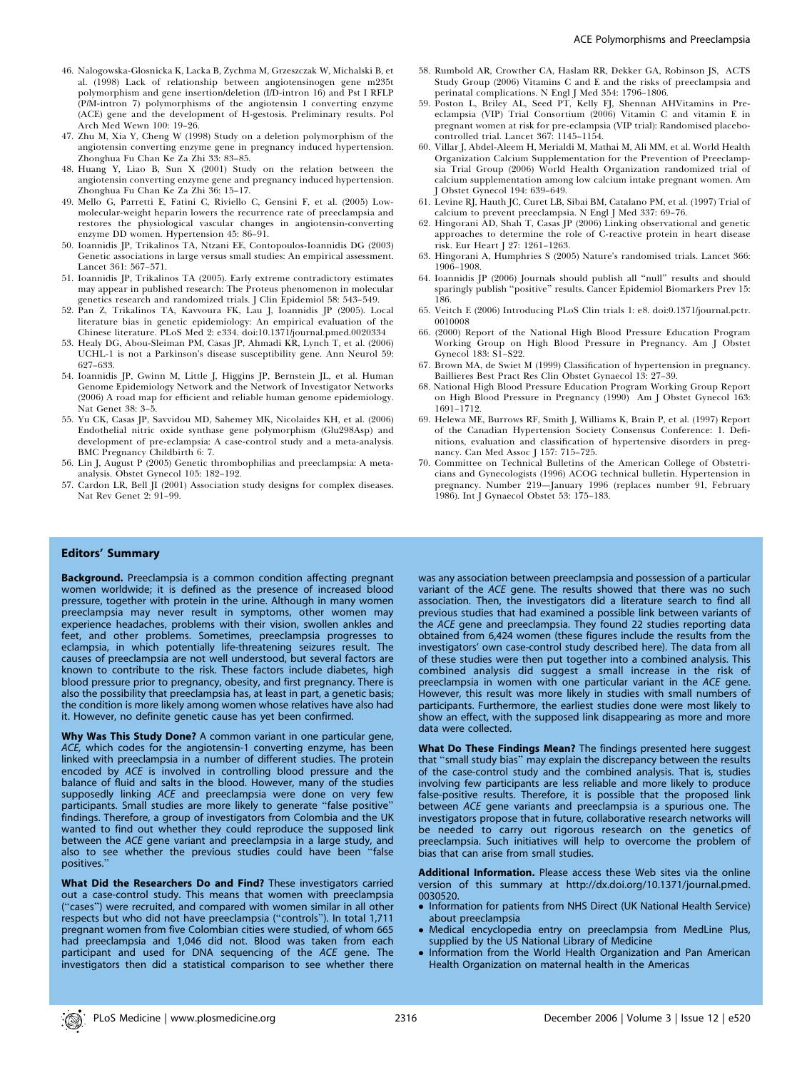46. Nalogowska-Glosnicka K, Lacka B, Zychma M, Grzeszczak W, Michalski B, et al. (1998) Lack of relationship between angiotensinogen gene m235t polymorphism and gene insertion/deletion (I/D-intron 16) and Pst I RFLP (P/M-intron 7) polymorphisms of the angiotensin I converting enzyme (ACE) gene and the development of H-gestosis. Preliminary results. Pol Arch Med Wewn 100: 19–26.
47. Zhu M, Xia Y, Cheng W (1998) Study on a deletion polymorphism of the angiotensin converting enzyme gene in pregnancy induced hypertension. Zhonghua Fu Chan Ke Za Zhi 33: 83–85.
48. Huang Y, Liao B, Sun X (2001) Study on the relation between the angiotensin converting enzyme gene and pregnancy induced hypertension. Zhonghua Fu Chan Ke Za Zhi 36: 15–17.
49. Mello G, Parretti E, Fatini C, Riviello C, Gensini F, et al. (2005) Low-molecular-weight heparin lowers the recurrence rate of preeclampsia and restores the physiological vascular changes in angiotensin-converting enzyme DD women. Hypertension 45: 86–91.
50. Ioannidis JP, Trikalinos TA, Ntzani EE, Contopoulos-Ioannidis DG (2003) Genetic associations in large versus small studies: An empirical assessment. Lancet 361: 567–571.
51. Ioannidis JP, Trikalinos TA (2005). Early extreme contradictory estimates may appear in published research: The Proteus phenomenon in molecular genetics research and randomized trials. J Clin Epidemiol 58: 543–549.
52. Pan Z, Trikalinos TA, Kavvoura FK, Lau J, Ioannidis JP (2005). Local literature bias in genetic epidemiology: An empirical evaluation of the Chinese literature. PLoS Med 2: e334. doi:10.1371/journal.pmed.0020334
53. Healy DG, Abou-Sleiman PM, Casas JP, Ahmadi KR, Lynch T, et al. (2006) UCHL-1 is not a Parkinson's disease susceptibility gene. Ann Neurol 59: 627–633.
54. Ioannidis JP, Gwinn M, Little J, Higgins JP, Bernstein JL, et al. Human Genome Epidemiology Network and the Network of Investigator Networks (2006) A road map for efficient and reliable human genome epidemiology. Nat Genet 38: 3–5.
55. Yu CK, Casas JP, Savvidou MD, Sahemey MK, Nicolaides KH, et al. (2006) Endothelial nitric oxide synthase gene polymorphism (Glu298Asp) and development of pre-eclampsia: A case-control study and a meta-analysis. BMC Pregnancy Childbirth 6: 7.
56. Lin J, August P (2005) Genetic thrombophilias and preeclampsia: A meta-analysis. Obstet Gynecol 105: 182–192.
57. Cardon LR, Bell JI (2001) Association study designs for complex diseases. Nat Rev Genet 2: 91–99.
58. Rumbold AR, Crowther CA, Haslam RR, Dekker GA, Robinson JS, ACTS Study Group (2006) Vitamins C and E and the risks of preeclampsia and perinatal complications. N Engl J Med 354: 1796–1806.
59. Poston L, Briley AL, Seed PT, Kelly FJ, Shennan AHVitamins in Pre-eclampsia (VIP) Trial Consortium (2006) Vitamin C and vitamin E in pregnant women at risk for pre-eclampsia (VIP trial): Randomised placebo-controlled trial. Lancet 367: 1145–1154.
60. Villar J, Abdel-Aleem H, Merialdi M, Mathai M, Ali MM, et al. World Health Organization Calcium Supplementation for the Prevention of Preeclampsia Trial Group (2006) World Health Organization randomized trial of calcium supplementation among low calcium intake pregnant women. Am J Obstet Gynecol 194: 639–649.
61. Levine RJ, Hauth JC, Curet LB, Sibai BM, Catalano PM, et al. (1997) Trial of calcium to prevent preeclampsia. N Engl J Med 337: 69–76.
62. Hingorani AD, Shah T, Casas JP (2006) Linking observational and genetic approaches to determine the role of C-reactive protein in heart disease risk. Eur Heart J 27: 1261–1263.
63. Hingorani A, Humphries S (2005) Nature's randomised trials. Lancet 366: 1906–1908.
64. Ioannidis JP (2006) Journals should publish all "null" results and should sparingly publish "positive" results. Cancer Epidemiol Biomarkers Prev 15: 186.
65. Veitch E (2006) Introducing PLoS Clin trials 1: e8. doi:0.1371/journal.pctr.0010008
66. (2000) Report of the National High Blood Pressure Education Program Working Group on High Blood Pressure in Pregnancy. Am J Obstet Gynecol 183: S1–S22.
67. Brown MA, de Swiet M (1999) Classification of hypertension in pregnancy. Baillieres Best Pract Res Clin Obstet Gynaecol 13: 27–39.
68. National High Blood Pressure Education Program Working Group Report on High Blood Pressure in Pregnancy (1990) Am J Obstet Gynecol 163: 1691–1712.
69. Helewa ME, Burrows RF, Smith J, Williams K, Brain P, et al. (1997) Report of the Canadian Hypertension Society Consensus Conference: 1. Definitions, evaluation and classification of hypertensive disorders in pregnancy. Can Med Assoc J 157: 715–725.
70. Committee on Technical Bulletins of the American College of Obstetricians and Gynecologists (1996) ACOG technical bulletin. Hypertension in pregnancy. Number 219—January 1996 (replaces number 91, February 1986). Int J Gynaecol Obstet 53: 175–183.

## Editors' Summary

**Background.** Preeclampsia is a common condition affecting pregnant women worldwide; it is defined as the presence of increased blood pressure, together with protein in the urine. Although in many women preeclampsia may never result in symptoms, other women may experience headaches, problems with their vision, swollen ankles and feet, and other problems. Sometimes, preeclampsia progresses to eclampsia, in which potentially life-threatening seizures result. The causes of preeclampsia are not well understood, but several factors are known to contribute to the risk. These factors include diabetes, high blood pressure prior to pregnancy, obesity, and first pregnancy. There is also the possibility that preeclampsia has, at least in part, a genetic basis; the condition is more likely among women whose relatives have also had it. However, no definite genetic cause has yet been confirmed.

**Why Was This Study Done?** A common variant in one particular gene, *ACE*, which codes for the angiotensin-1 converting enzyme, has been linked with preeclampsia in a number of different studies. The protein encoded by *ACE* is involved in controlling blood pressure and the balance of fluid and salts in the blood. However, many of the studies supposedly linking *ACE* and preeclampsia were done on very few participants. Small studies are more likely to generate "false positive" findings. Therefore, a group of investigators from Colombia and the UK wanted to find out whether they could reproduce the supposed link between the *ACE* gene variant and preeclampsia in a large study, and also to see whether the previous studies could have been "false positives."

**What Did the Researchers Do and Find?** These investigators carried out a case-control study. This means that women with preeclampsia ("cases") were recruited, and compared with women similar in all other respects but who did not have preeclampsia ("controls"). In total 1,711 pregnant women from five Colombian cities were studied, of whom 665 had preeclampsia and 1,046 did not. Blood was taken from each participant and used for DNA sequencing of the *ACE* gene. The investigators then did a statistical comparison to see whether there was any association between preeclampsia and possession of a particular variant of the *ACE* gene. The results showed that there was no such association. Then, the investigators did a literature search to find all previous studies that had examined a possible link between variants of the *ACE* gene and preeclampsia. They found 22 studies reporting data obtained from 6,424 women (these figures include the results from the investigators' own case-control study described here). The data from all of these studies were then put together into a combined analysis. This combined analysis did suggest a small increase in the risk of preeclampsia in women with one particular variant in the *ACE* gene. However, this result was more likely in studies with small numbers of participants. Furthermore, the earliest studies done were most likely to show an effect, with the supposed link disappearing as more and more data were collected.

**What Do These Findings Mean?** The findings presented here suggest that "small study bias" may explain the discrepancy between the results of the case-control study and the combined analysis. That is, studies involving few participants are less reliable and more likely to produce false-positive results. Therefore, it is possible that the proposed link between *ACE* gene variants and preeclampsia is a spurious one. The investigators propose that in future, collaborative research networks will be needed to carry out rigorous research on the genetics of preeclampsia. Such initiatives will help to overcome the problem of bias that can arise from small studies.

**Additional Information.** Please access these Web sites via the online version of this summary at http://dx.doi.org/10.1371/journal.pmed.0030520.

- Information for patients from NHS Direct (UK National Health Service) about preeclampsia
- Medical encyclopedia entry on preeclampsia from MedLine Plus, supplied by the US National Library of Medicine
- Information from the World Health Organization and Pan American Health Organization on maternal health in the Americas